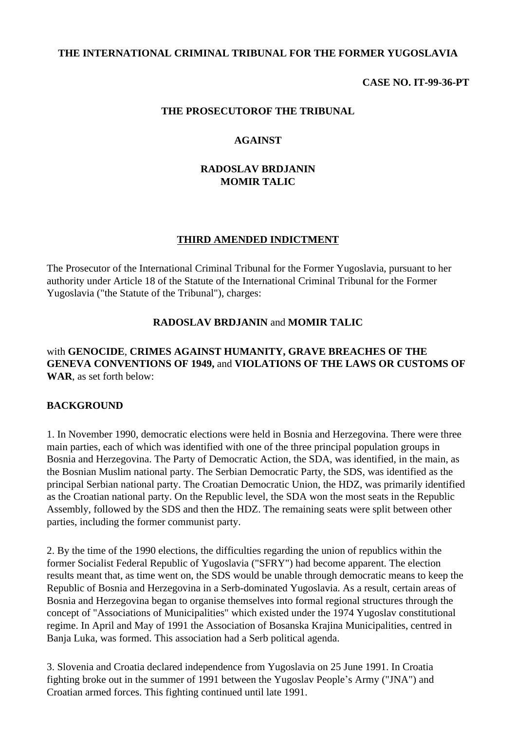**THE INTERNATIONAL CRIMINAL TRIBUNAL FOR THE FORMER YUGOSLAVIA**

**CASE NO. IT-99-36-PT**

**THE PROSECUTOROF THE TRIBUNAL**

**AGAINST**

**RADOSLAV BRDJANIN**
**MOMIR TALIC**

# THIRD AMENDED INDICTMENT

The Prosecutor of the International Criminal Tribunal for the Former Yugoslavia, pursuant to her authority under Article 18 of the Statute of the International Criminal Tribunal for the Former Yugoslavia ("the Statute of the Tribunal"), charges:

**RADOSLAV BRDJANIN** and **MOMIR TALIC**

with **GENOCIDE**, **CRIMES AGAINST HUMANITY, GRAVE BREACHES OF THE GENEVA CONVENTIONS OF 1949,** and **VIOLATIONS OF THE LAWS OR CUSTOMS OF WAR**, as set forth below:

## BACKGROUND

1. In November 1990, democratic elections were held in Bosnia and Herzegovina. There were three main parties, each of which was identified with one of the three principal population groups in Bosnia and Herzegovina. The Party of Democratic Action, the SDA, was identified, in the main, as the Bosnian Muslim national party. The Serbian Democratic Party, the SDS, was identified as the principal Serbian national party. The Croatian Democratic Union, the HDZ, was primarily identified as the Croatian national party. On the Republic level, the SDA won the most seats in the Republic Assembly, followed by the SDS and then the HDZ. The remaining seats were split between other parties, including the former communist party.

2. By the time of the 1990 elections, the difficulties regarding the union of republics within the former Socialist Federal Republic of Yugoslavia ("SFRY") had become apparent. The election results meant that, as time went on, the SDS would be unable through democratic means to keep the Republic of Bosnia and Herzegovina in a Serb-dominated Yugoslavia. As a result, certain areas of Bosnia and Herzegovina began to organise themselves into formal regional structures through the concept of "Associations of Municipalities" which existed under the 1974 Yugoslav constitutional regime. In April and May of 1991 the Association of Bosanska Krajina Municipalities, centred in Banja Luka, was formed. This association had a Serb political agenda.

3. Slovenia and Croatia declared independence from Yugoslavia on 25 June 1991. In Croatia fighting broke out in the summer of 1991 between the Yugoslav People's Army ("JNA") and Croatian armed forces. This fighting continued until late 1991.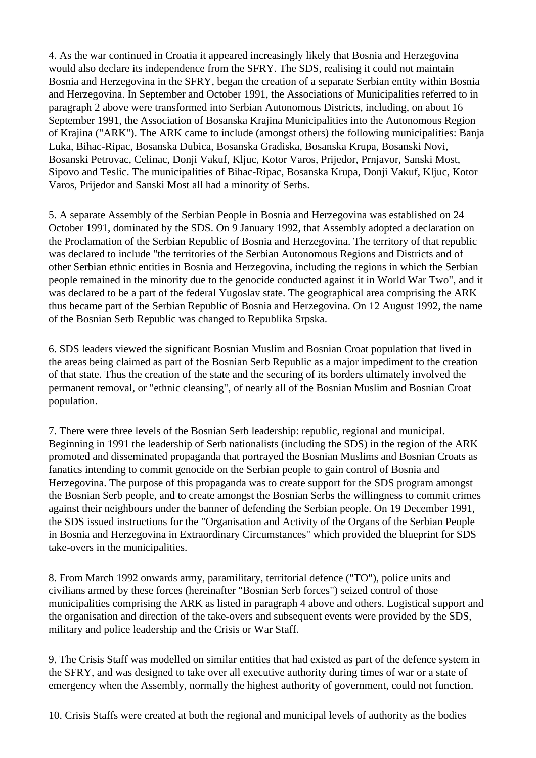4. As the war continued in Croatia it appeared increasingly likely that Bosnia and Herzegovina would also declare its independence from the SFRY. The SDS, realising it could not maintain Bosnia and Herzegovina in the SFRY, began the creation of a separate Serbian entity within Bosnia and Herzegovina. In September and October 1991, the Associations of Municipalities referred to in paragraph 2 above were transformed into Serbian Autonomous Districts, including, on about 16 September 1991, the Association of Bosanska Krajina Municipalities into the Autonomous Region of Krajina ("ARK"). The ARK came to include (amongst others) the following municipalities: Banja Luka, Bihac-Ripac, Bosanska Dubica, Bosanska Gradiska, Bosanska Krupa, Bosanski Novi, Bosanski Petrovac, Celinac, Donji Vakuf, Kljuc, Kotor Varos, Prijedor, Prnjavor, Sanski Most, Sipovo and Teslic. The municipalities of Bihac-Ripac, Bosanska Krupa, Donji Vakuf, Kljuc, Kotor Varos, Prijedor and Sanski Most all had a minority of Serbs.

5. A separate Assembly of the Serbian People in Bosnia and Herzegovina was established on 24 October 1991, dominated by the SDS. On 9 January 1992, that Assembly adopted a declaration on the Proclamation of the Serbian Republic of Bosnia and Herzegovina. The territory of that republic was declared to include "the territories of the Serbian Autonomous Regions and Districts and of other Serbian ethnic entities in Bosnia and Herzegovina, including the regions in which the Serbian people remained in the minority due to the genocide conducted against it in World War Two", and it was declared to be a part of the federal Yugoslav state. The geographical area comprising the ARK thus became part of the Serbian Republic of Bosnia and Herzegovina. On 12 August 1992, the name of the Bosnian Serb Republic was changed to Republika Srpska.

6. SDS leaders viewed the significant Bosnian Muslim and Bosnian Croat population that lived in the areas being claimed as part of the Bosnian Serb Republic as a major impediment to the creation of that state. Thus the creation of the state and the securing of its borders ultimately involved the permanent removal, or "ethnic cleansing", of nearly all of the Bosnian Muslim and Bosnian Croat population.

7. There were three levels of the Bosnian Serb leadership: republic, regional and municipal. Beginning in 1991 the leadership of Serb nationalists (including the SDS) in the region of the ARK promoted and disseminated propaganda that portrayed the Bosnian Muslims and Bosnian Croats as fanatics intending to commit genocide on the Serbian people to gain control of Bosnia and Herzegovina. The purpose of this propaganda was to create support for the SDS program amongst the Bosnian Serb people, and to create amongst the Bosnian Serbs the willingness to commit crimes against their neighbours under the banner of defending the Serbian people. On 19 December 1991, the SDS issued instructions for the "Organisation and Activity of the Organs of the Serbian People in Bosnia and Herzegovina in Extraordinary Circumstances" which provided the blueprint for SDS take-overs in the municipalities.

8. From March 1992 onwards army, paramilitary, territorial defence ("TO"), police units and civilians armed by these forces (hereinafter "Bosnian Serb forces") seized control of those municipalities comprising the ARK as listed in paragraph 4 above and others. Logistical support and the organisation and direction of the take-overs and subsequent events were provided by the SDS, military and police leadership and the Crisis or War Staff.

9. The Crisis Staff was modelled on similar entities that had existed as part of the defence system in the SFRY, and was designed to take over all executive authority during times of war or a state of emergency when the Assembly, normally the highest authority of government, could not function.

10. Crisis Staffs were created at both the regional and municipal levels of authority as the bodies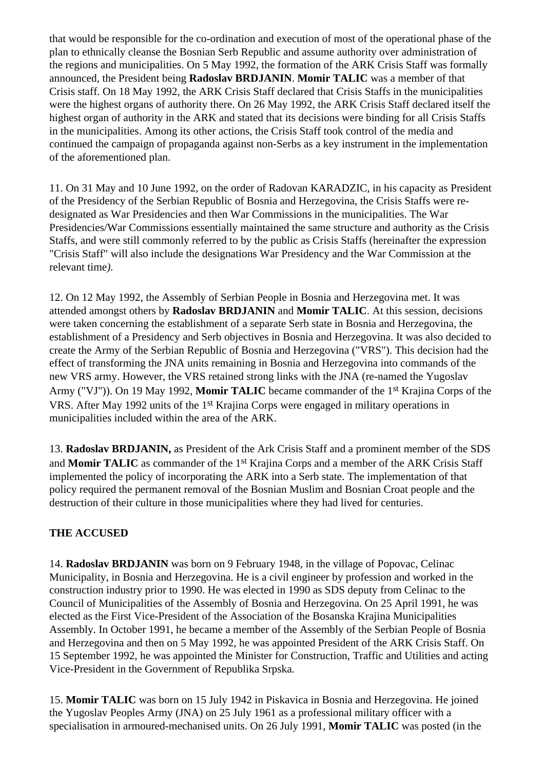that would be responsible for the co-ordination and execution of most of the operational phase of the plan to ethnically cleanse the Bosnian Serb Republic and assume authority over administration of the regions and municipalities. On 5 May 1992, the formation of the ARK Crisis Staff was formally announced, the President being **Radoslav BRDJANIN**. **Momir TALIC** was a member of that Crisis staff. On 18 May 1992, the ARK Crisis Staff declared that Crisis Staffs in the municipalities were the highest organs of authority there. On 26 May 1992, the ARK Crisis Staff declared itself the highest organ of authority in the ARK and stated that its decisions were binding for all Crisis Staffs in the municipalities. Among its other actions, the Crisis Staff took control of the media and continued the campaign of propaganda against non-Serbs as a key instrument in the implementation of the aforementioned plan.

11. On 31 May and 10 June 1992, on the order of Radovan KARADZIC, in his capacity as President of the Presidency of the Serbian Republic of Bosnia and Herzegovina, the Crisis Staffs were re-designated as War Presidencies and then War Commissions in the municipalities. The War Presidencies/War Commissions essentially maintained the same structure and authority as the Crisis Staffs, and were still commonly referred to by the public as Crisis Staffs (hereinafter the expression "Crisis Staff" will also include the designations War Presidency and the War Commission at the relevant time*).*

12. On 12 May 1992, the Assembly of Serbian People in Bosnia and Herzegovina met. It was attended amongst others by **Radoslav BRDJANIN** and **Momir TALIC**. At this session, decisions were taken concerning the establishment of a separate Serb state in Bosnia and Herzegovina, the establishment of a Presidency and Serb objectives in Bosnia and Herzegovina. It was also decided to create the Army of the Serbian Republic of Bosnia and Herzegovina ("VRS"). This decision had the effect of transforming the JNA units remaining in Bosnia and Herzegovina into commands of the new VRS army. However, the VRS retained strong links with the JNA (re-named the Yugoslav Army ("VJ")). On 19 May 1992, **Momir TALIC** became commander of the 1st Krajina Corps of the VRS. After May 1992 units of the 1st Krajina Corps were engaged in military operations in municipalities included within the area of the ARK.

13. **Radoslav BRDJANIN,** as President of the Ark Crisis Staff and a prominent member of the SDS and **Momir TALIC** as commander of the 1st Krajina Corps and a member of the ARK Crisis Staff implemented the policy of incorporating the ARK into a Serb state. The implementation of that policy required the permanent removal of the Bosnian Muslim and Bosnian Croat people and the destruction of their culture in those municipalities where they had lived for centuries.

## THE ACCUSED

14. **Radoslav BRDJANIN** was born on 9 February 1948, in the village of Popovac, Celinac Municipality, in Bosnia and Herzegovina. He is a civil engineer by profession and worked in the construction industry prior to 1990. He was elected in 1990 as SDS deputy from Celinac to the Council of Municipalities of the Assembly of Bosnia and Herzegovina. On 25 April 1991, he was elected as the First Vice-President of the Association of the Bosanska Krajina Municipalities Assembly. In October 1991, he became a member of the Assembly of the Serbian People of Bosnia and Herzegovina and then on 5 May 1992, he was appointed President of the ARK Crisis Staff. On 15 September 1992, he was appointed the Minister for Construction, Traffic and Utilities and acting Vice-President in the Government of Republika Srpska.

15. **Momir TALIC** was born on 15 July 1942 in Piskavica in Bosnia and Herzegovina. He joined the Yugoslav Peoples Army (JNA) on 25 July 1961 as a professional military officer with a specialisation in armoured-mechanised units. On 26 July 1991, **Momir TALIC** was posted (in the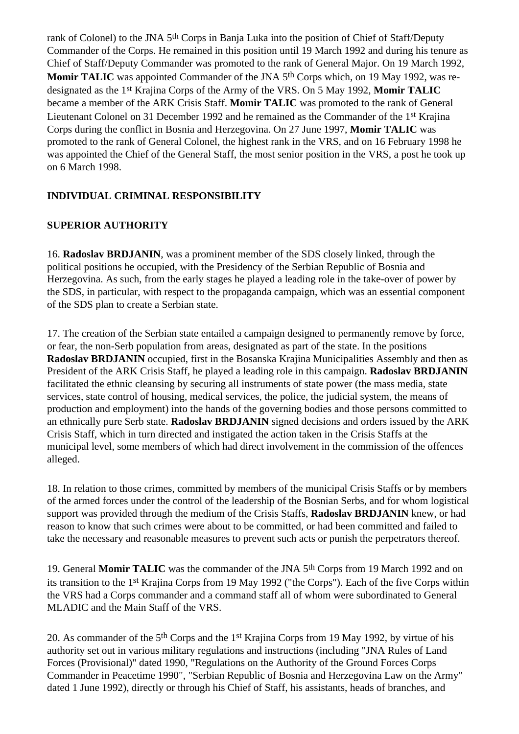rank of Colonel) to the JNA 5th Corps in Banja Luka into the position of Chief of Staff/Deputy Commander of the Corps. He remained in this position until 19 March 1992 and during his tenure as Chief of Staff/Deputy Commander was promoted to the rank of General Major. On 19 March 1992, **Momir TALIC** was appointed Commander of the JNA 5th Corps which, on 19 May 1992, was re-designated as the 1st Krajina Corps of the Army of the VRS. On 5 May 1992, **Momir TALIC** became a member of the ARK Crisis Staff. **Momir TALIC** was promoted to the rank of General Lieutenant Colonel on 31 December 1992 and he remained as the Commander of the 1st Krajina Corps during the conflict in Bosnia and Herzegovina. On 27 June 1997, **Momir TALIC** was promoted to the rank of General Colonel, the highest rank in the VRS, and on 16 February 1998 he was appointed the Chief of the General Staff, the most senior position in the VRS, a post he took up on 6 March 1998.

## INDIVIDUAL CRIMINAL RESPONSIBILITY

## SUPERIOR AUTHORITY

16. **Radoslav BRDJANIN**, was a prominent member of the SDS closely linked, through the political positions he occupied, with the Presidency of the Serbian Republic of Bosnia and Herzegovina. As such, from the early stages he played a leading role in the take-over of power by the SDS, in particular, with respect to the propaganda campaign, which was an essential component of the SDS plan to create a Serbian state.

17. The creation of the Serbian state entailed a campaign designed to permanently remove by force, or fear, the non-Serb population from areas, designated as part of the state. In the positions **Radoslav BRDJANIN** occupied, first in the Bosanska Krajina Municipalities Assembly and then as President of the ARK Crisis Staff, he played a leading role in this campaign. **Radoslav BRDJANIN** facilitated the ethnic cleansing by securing all instruments of state power (the mass media, state services, state control of housing, medical services, the police, the judicial system, the means of production and employment) into the hands of the governing bodies and those persons committed to an ethnically pure Serb state. **Radoslav BRDJANIN** signed decisions and orders issued by the ARK Crisis Staff, which in turn directed and instigated the action taken in the Crisis Staffs at the municipal level, some members of which had direct involvement in the commission of the offences alleged.

18. In relation to those crimes, committed by members of the municipal Crisis Staffs or by members of the armed forces under the control of the leadership of the Bosnian Serbs, and for whom logistical support was provided through the medium of the Crisis Staffs, **Radoslav BRDJANIN** knew, or had reason to know that such crimes were about to be committed, or had been committed and failed to take the necessary and reasonable measures to prevent such acts or punish the perpetrators thereof.

19. General **Momir TALIC** was the commander of the JNA 5th Corps from 19 March 1992 and on its transition to the 1st Krajina Corps from 19 May 1992 ("the Corps"). Each of the five Corps within the VRS had a Corps commander and a command staff all of whom were subordinated to General MLADIC and the Main Staff of the VRS.

20. As commander of the 5th Corps and the 1st Krajina Corps from 19 May 1992, by virtue of his authority set out in various military regulations and instructions (including "JNA Rules of Land Forces (Provisional)" dated 1990, "Regulations on the Authority of the Ground Forces Corps Commander in Peacetime 1990", "Serbian Republic of Bosnia and Herzegovina Law on the Army" dated 1 June 1992), directly or through his Chief of Staff, his assistants, heads of branches, and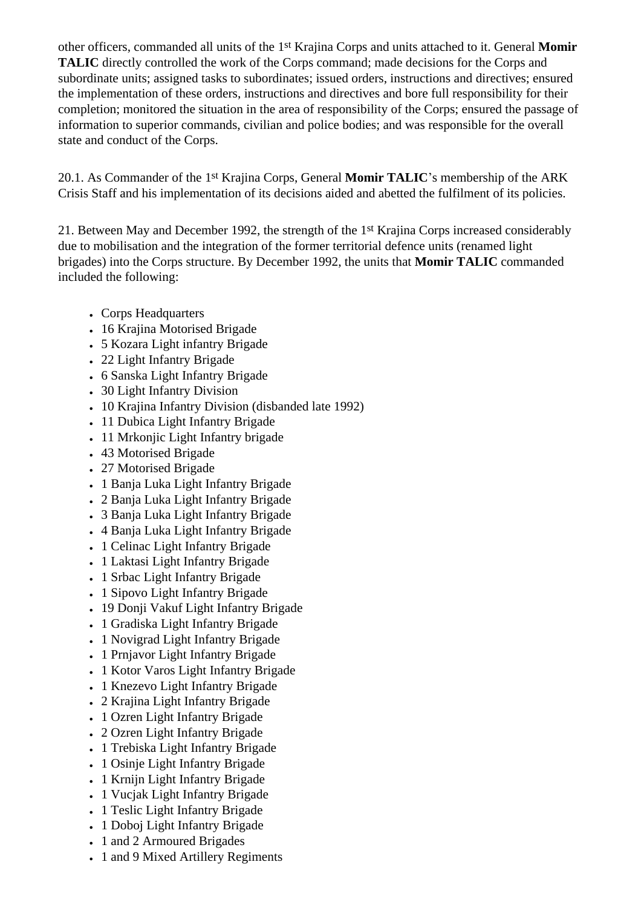other officers, commanded all units of the 1st Krajina Corps and units attached to it. General **Momir TALIC** directly controlled the work of the Corps command; made decisions for the Corps and subordinate units; assigned tasks to subordinates; issued orders, instructions and directives; ensured the implementation of these orders, instructions and directives and bore full responsibility for their completion; monitored the situation in the area of responsibility of the Corps; ensured the passage of information to superior commands, civilian and police bodies; and was responsible for the overall state and conduct of the Corps.

20.1. As Commander of the 1st Krajina Corps, General **Momir TALIC**'s membership of the ARK Crisis Staff and his implementation of its decisions aided and abetted the fulfilment of its policies.

21. Between May and December 1992, the strength of the 1st Krajina Corps increased considerably due to mobilisation and the integration of the former territorial defence units (renamed light brigades) into the Corps structure. By December 1992, the units that **Momir TALIC** commanded included the following:

- Corps Headquarters
- 16 Krajina Motorised Brigade
- 5 Kozara Light infantry Brigade
- 22 Light Infantry Brigade
- 6 Sanska Light Infantry Brigade
- 30 Light Infantry Division
- 10 Krajina Infantry Division (disbanded late 1992)
- 11 Dubica Light Infantry Brigade
- 11 Mrkonjic Light Infantry brigade
- 43 Motorised Brigade
- 27 Motorised Brigade
- 1 Banja Luka Light Infantry Brigade
- 2 Banja Luka Light Infantry Brigade
- 3 Banja Luka Light Infantry Brigade
- 4 Banja Luka Light Infantry Brigade
- 1 Celinac Light Infantry Brigade
- 1 Laktasi Light Infantry Brigade
- 1 Srbac Light Infantry Brigade
- 1 Sipovo Light Infantry Brigade
- 19 Donji Vakuf Light Infantry Brigade
- 1 Gradiska Light Infantry Brigade
- 1 Novigrad Light Infantry Brigade
- 1 Prnjavor Light Infantry Brigade
- 1 Kotor Varos Light Infantry Brigade
- 1 Knezevo Light Infantry Brigade
- 2 Krajina Light Infantry Brigade
- 1 Ozren Light Infantry Brigade
- 2 Ozren Light Infantry Brigade
- 1 Trebiska Light Infantry Brigade
- 1 Osinje Light Infantry Brigade
- 1 Krnijn Light Infantry Brigade
- 1 Vucjak Light Infantry Brigade
- 1 Teslic Light Infantry Brigade
- 1 Doboj Light Infantry Brigade
- 1 and 2 Armoured Brigades
- 1 and 9 Mixed Artillery Regiments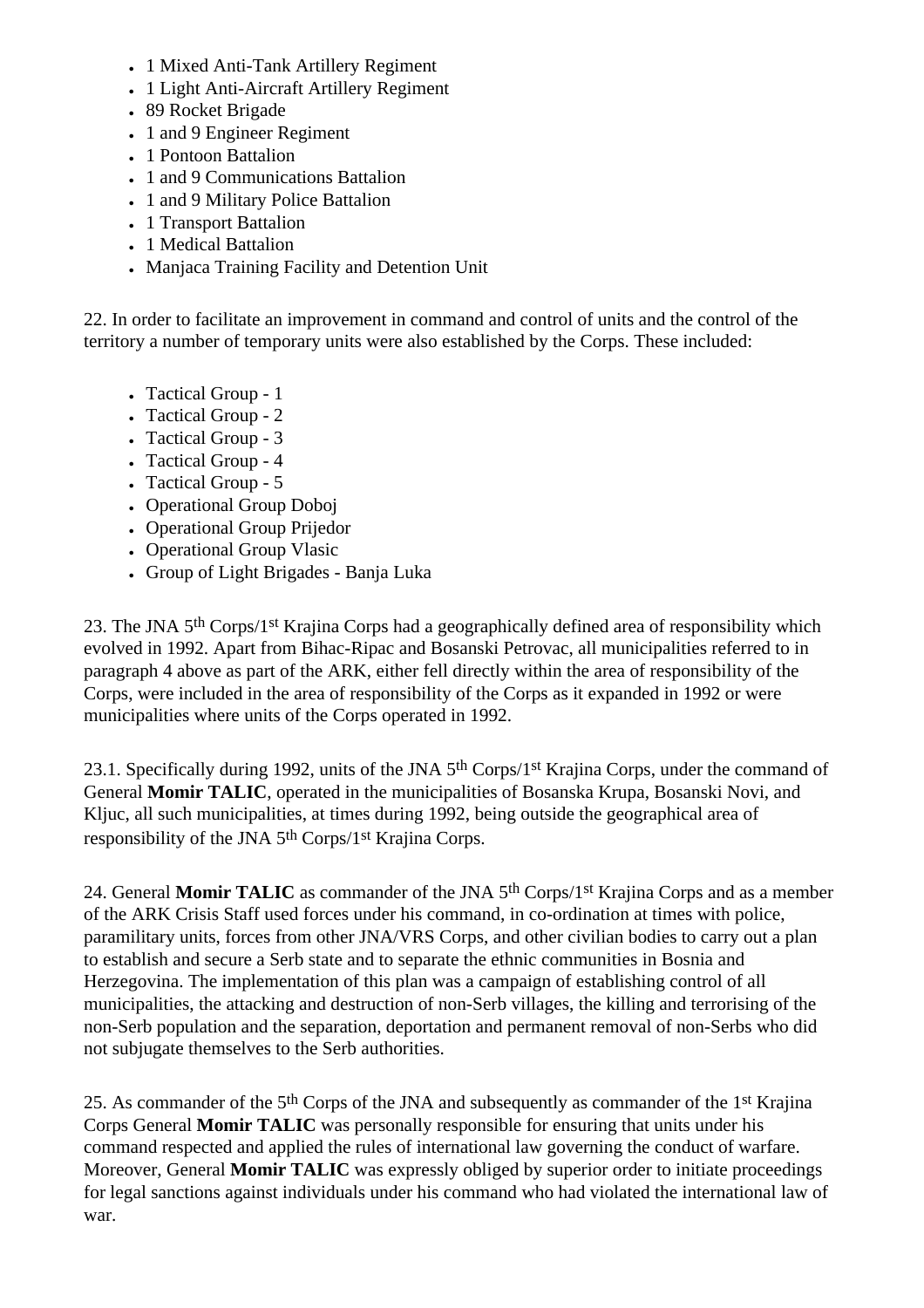- 1 Mixed Anti-Tank Artillery Regiment
- 1 Light Anti-Aircraft Artillery Regiment
- 89 Rocket Brigade
- 1 and 9 Engineer Regiment
- 1 Pontoon Battalion
- 1 and 9 Communications Battalion
- 1 and 9 Military Police Battalion
- 1 Transport Battalion
- 1 Medical Battalion
- Manjaca Training Facility and Detention Unit

22. In order to facilitate an improvement in command and control of units and the control of the territory a number of temporary units were also established by the Corps. These included:

- Tactical Group - 1
- Tactical Group - 2
- Tactical Group - 3
- Tactical Group - 4
- Tactical Group - 5
- Operational Group Doboj
- Operational Group Prijedor
- Operational Group Vlasic
- Group of Light Brigades - Banja Luka

23. The JNA 5th Corps/1st Krajina Corps had a geographically defined area of responsibility which evolved in 1992. Apart from Bihac-Ripac and Bosanski Petrovac, all municipalities referred to in paragraph 4 above as part of the ARK, either fell directly within the area of responsibility of the Corps, were included in the area of responsibility of the Corps as it expanded in 1992 or were municipalities where units of the Corps operated in 1992.

23.1. Specifically during 1992, units of the JNA 5th Corps/1st Krajina Corps, under the command of General **Momir TALIC**, operated in the municipalities of Bosanska Krupa, Bosanski Novi, and Kljuc, all such municipalities, at times during 1992, being outside the geographical area of responsibility of the JNA 5th Corps/1st Krajina Corps.

24. General **Momir TALIC** as commander of the JNA 5th Corps/1st Krajina Corps and as a member of the ARK Crisis Staff used forces under his command, in co-ordination at times with police, paramilitary units, forces from other JNA/VRS Corps, and other civilian bodies to carry out a plan to establish and secure a Serb state and to separate the ethnic communities in Bosnia and Herzegovina. The implementation of this plan was a campaign of establishing control of all municipalities, the attacking and destruction of non-Serb villages, the killing and terrorising of the non-Serb population and the separation, deportation and permanent removal of non-Serbs who did not subjugate themselves to the Serb authorities.

25. As commander of the 5th Corps of the JNA and subsequently as commander of the 1st Krajina Corps General **Momir TALIC** was personally responsible for ensuring that units under his command respected and applied the rules of international law governing the conduct of warfare. Moreover, General **Momir TALIC** was expressly obliged by superior order to initiate proceedings for legal sanctions against individuals under his command who had violated the international law of war.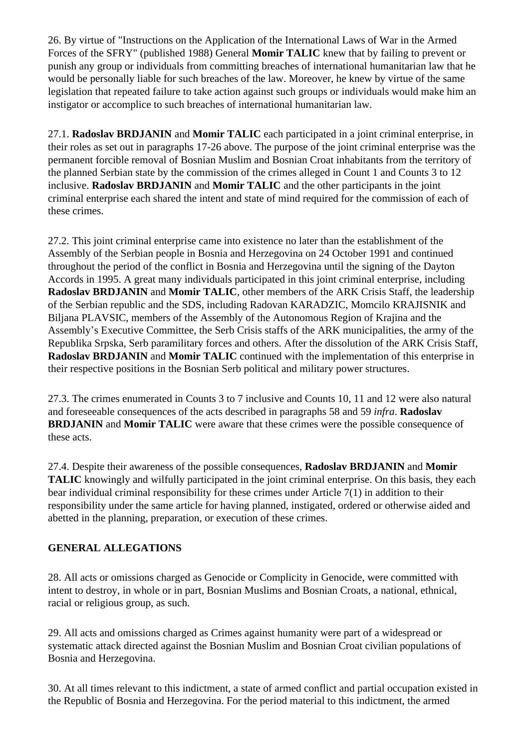26. By virtue of "Instructions on the Application of the International Laws of War in the Armed Forces of the SFRY" (published 1988) General **Momir TALIC** knew that by failing to prevent or punish any group or individuals from committing breaches of international humanitarian law that he would be personally liable for such breaches of the law. Moreover, he knew by virtue of the same legislation that repeated failure to take action against such groups or individuals would make him an instigator or accomplice to such breaches of international humanitarian law.

27.1. **Radoslav BRDJANIN** and **Momir TALIC** each participated in a joint criminal enterprise, in their roles as set out in paragraphs 17-26 above. The purpose of the joint criminal enterprise was the permanent forcible removal of Bosnian Muslim and Bosnian Croat inhabitants from the territory of the planned Serbian state by the commission of the crimes alleged in Count 1 and Counts 3 to 12 inclusive. **Radoslav BRDJANIN** and **Momir TALIC** and the other participants in the joint criminal enterprise each shared the intent and state of mind required for the commission of each of these crimes.

27.2. This joint criminal enterprise came into existence no later than the establishment of the Assembly of the Serbian people in Bosnia and Herzegovina on 24 October 1991 and continued throughout the period of the conflict in Bosnia and Herzegovina until the signing of the Dayton Accords in 1995. A great many individuals participated in this joint criminal enterprise, including **Radoslav BRDJANIN** and **Momir TALIC**, other members of the ARK Crisis Staff, the leadership of the Serbian republic and the SDS, including Radovan KARADZIC, Momcilo KRAJISNIK and Biljana PLAVSIC, members of the Assembly of the Autonomous Region of Krajina and the Assembly's Executive Committee, the Serb Crisis staffs of the ARK municipalities, the army of the Republika Srpska, Serb paramilitary forces and others. After the dissolution of the ARK Crisis Staff, **Radoslav BRDJANIN** and **Momir TALIC** continued with the implementation of this enterprise in their respective positions in the Bosnian Serb political and military power structures.

27.3. The crimes enumerated in Counts 3 to 7 inclusive and Counts 10, 11 and 12 were also natural and foreseeable consequences of the acts described in paragraphs 58 and 59 *infra*. **Radoslav BRDJANIN** and **Momir TALIC** were aware that these crimes were the possible consequence of these acts.

27.4. Despite their awareness of the possible consequences, **Radoslav BRDJANIN** and **Momir TALIC** knowingly and wilfully participated in the joint criminal enterprise. On this basis, they each bear individual criminal responsibility for these crimes under Article 7(1) in addition to their responsibility under the same article for having planned, instigated, ordered or otherwise aided and abetted in the planning, preparation, or execution of these crimes.

**GENERAL ALLEGATIONS**

28. All acts or omissions charged as Genocide or Complicity in Genocide, were committed with intent to destroy, in whole or in part, Bosnian Muslims and Bosnian Croats, a national, ethnical, racial or religious group, as such.

29. All acts and omissions charged as Crimes against humanity were part of a widespread or systematic attack directed against the Bosnian Muslim and Bosnian Croat civilian populations of Bosnia and Herzegovina.

30. At all times relevant to this indictment, a state of armed conflict and partial occupation existed in the Republic of Bosnia and Herzegovina. For the period material to this indictment, the armed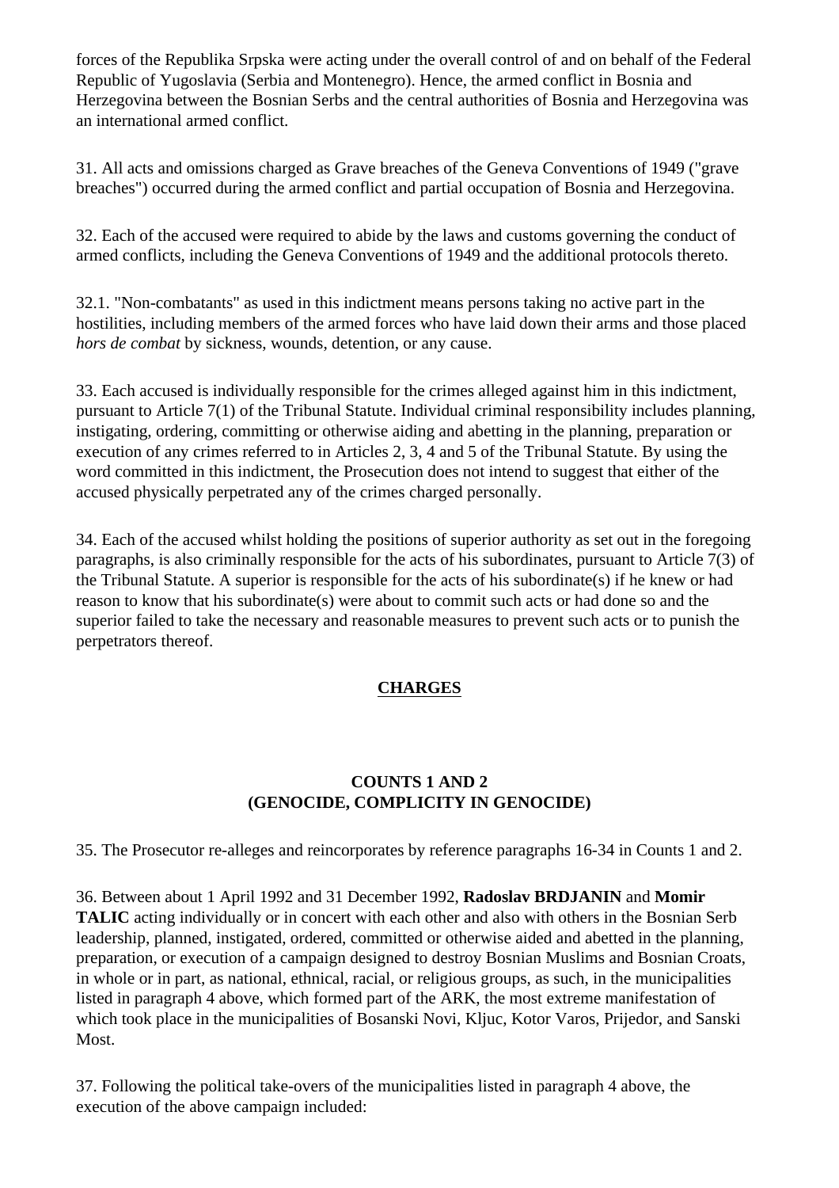forces of the Republika Srpska were acting under the overall control of and on behalf of the Federal Republic of Yugoslavia (Serbia and Montenegro). Hence, the armed conflict in Bosnia and Herzegovina between the Bosnian Serbs and the central authorities of Bosnia and Herzegovina was an international armed conflict.

31. All acts and omissions charged as Grave breaches of the Geneva Conventions of 1949 ("grave breaches") occurred during the armed conflict and partial occupation of Bosnia and Herzegovina.

32. Each of the accused were required to abide by the laws and customs governing the conduct of armed conflicts, including the Geneva Conventions of 1949 and the additional protocols thereto.

32.1. "Non-combatants" as used in this indictment means persons taking no active part in the hostilities, including members of the armed forces who have laid down their arms and those placed *hors de combat* by sickness, wounds, detention, or any cause.

33. Each accused is individually responsible for the crimes alleged against him in this indictment, pursuant to Article 7(1) of the Tribunal Statute. Individual criminal responsibility includes planning, instigating, ordering, committing or otherwise aiding and abetting in the planning, preparation or execution of any crimes referred to in Articles 2, 3, 4 and 5 of the Tribunal Statute. By using the word committed in this indictment, the Prosecution does not intend to suggest that either of the accused physically perpetrated any of the crimes charged personally.

34. Each of the accused whilst holding the positions of superior authority as set out in the foregoing paragraphs, is also criminally responsible for the acts of his subordinates, pursuant to Article 7(3) of the Tribunal Statute. A superior is responsible for the acts of his subordinate(s) if he knew or had reason to know that his subordinate(s) were about to commit such acts or had done so and the superior failed to take the necessary and reasonable measures to prevent such acts or to punish the perpetrators thereof.

## CHARGES

### COUNTS 1 AND 2
### (GENOCIDE, COMPLICITY IN GENOCIDE)

35. The Prosecutor re-alleges and reincorporates by reference paragraphs 16-34 in Counts 1 and 2.

36. Between about 1 April 1992 and 31 December 1992, **Radoslav BRDJANIN** and **Momir TALIC** acting individually or in concert with each other and also with others in the Bosnian Serb leadership, planned, instigated, ordered, committed or otherwise aided and abetted in the planning, preparation, or execution of a campaign designed to destroy Bosnian Muslims and Bosnian Croats, in whole or in part, as national, ethnical, racial, or religious groups, as such, in the municipalities listed in paragraph 4 above, which formed part of the ARK, the most extreme manifestation of which took place in the municipalities of Bosanski Novi, Kljuc, Kotor Varos, Prijedor, and Sanski Most.

37. Following the political take-overs of the municipalities listed in paragraph 4 above, the execution of the above campaign included: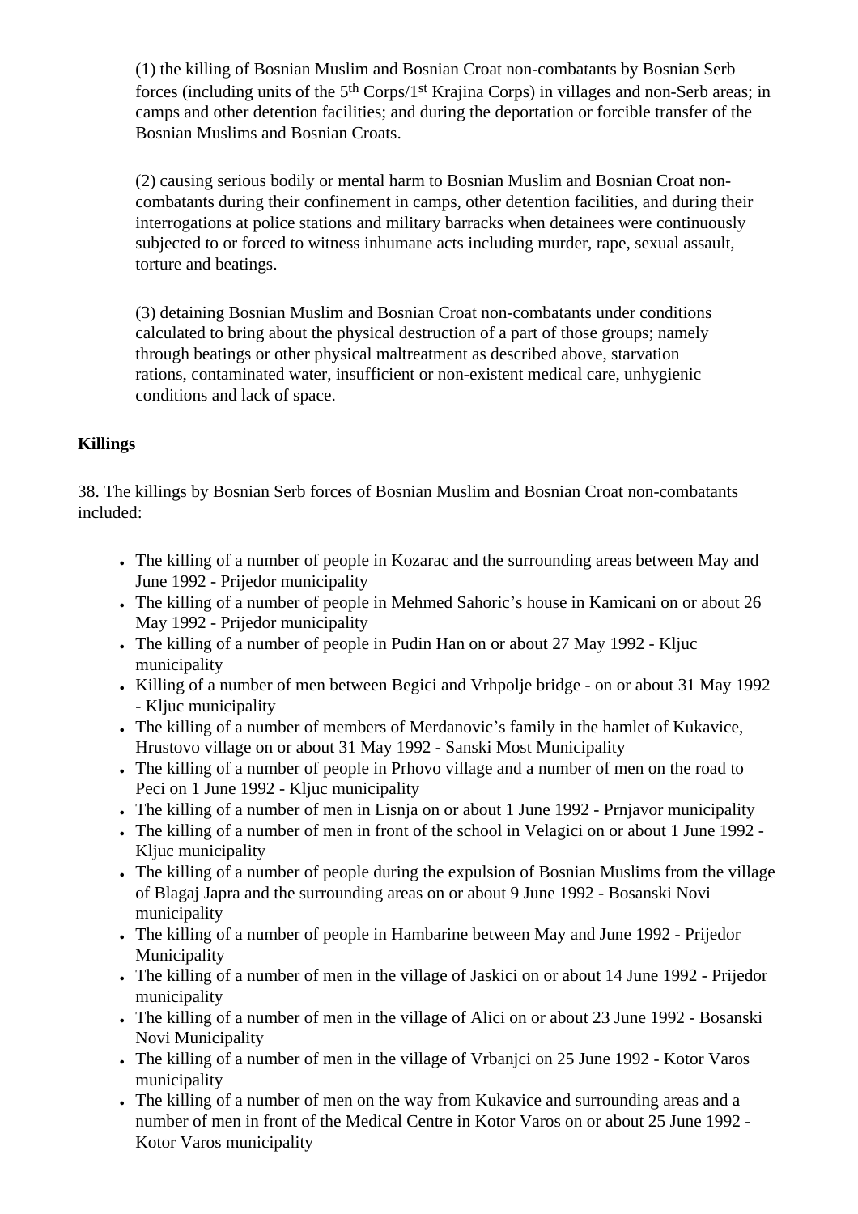(1) the killing of Bosnian Muslim and Bosnian Croat non-combatants by Bosnian Serb forces (including units of the 5th Corps/1st Krajina Corps) in villages and non-Serb areas; in camps and other detention facilities; and during the deportation or forcible transfer of the Bosnian Muslims and Bosnian Croats.

(2) causing serious bodily or mental harm to Bosnian Muslim and Bosnian Croat non-combatants during their confinement in camps, other detention facilities, and during their interrogations at police stations and military barracks when detainees were continuously subjected to or forced to witness inhumane acts including murder, rape, sexual assault, torture and beatings.

(3) detaining Bosnian Muslim and Bosnian Croat non-combatants under conditions calculated to bring about the physical destruction of a part of those groups; namely through beatings or other physical maltreatment as described above, starvation rations, contaminated water, insufficient or non-existent medical care, unhygienic conditions and lack of space.

**Killings**

38. The killings by Bosnian Serb forces of Bosnian Muslim and Bosnian Croat non-combatants included:

- The killing of a number of people in Kozarac and the surrounding areas between May and June 1992 - Prijedor municipality
- The killing of a number of people in Mehmed Sahoric's house in Kamicani on or about 26 May 1992 - Prijedor municipality
- The killing of a number of people in Pudin Han on or about 27 May 1992 - Kljuc municipality
- Killing of a number of men between Begici and Vrhpolje bridge - on or about 31 May 1992 - Kljuc municipality
- The killing of a number of members of Merdanovic's family in the hamlet of Kukavice, Hrustovo village on or about 31 May 1992 - Sanski Most Municipality
- The killing of a number of people in Prhovo village and a number of men on the road to Peci on 1 June 1992 - Kljuc municipality
- The killing of a number of men in Lisnja on or about 1 June 1992 - Prnjavor municipality
- The killing of a number of men in front of the school in Velagici on or about 1 June 1992 - Kljuc municipality
- The killing of a number of people during the expulsion of Bosnian Muslims from the village of Blagaj Japra and the surrounding areas on or about 9 June 1992 - Bosanski Novi municipality
- The killing of a number of people in Hambarine between May and June 1992 - Prijedor Municipality
- The killing of a number of men in the village of Jaskici on or about 14 June 1992 - Prijedor municipality
- The killing of a number of men in the village of Alici on or about 23 June 1992 - Bosanski Novi Municipality
- The killing of a number of men in the village of Vrbanjci on 25 June 1992 - Kotor Varos municipality
- The killing of a number of men on the way from Kukavice and surrounding areas and a number of men in front of the Medical Centre in Kotor Varos on or about 25 June 1992 - Kotor Varos municipality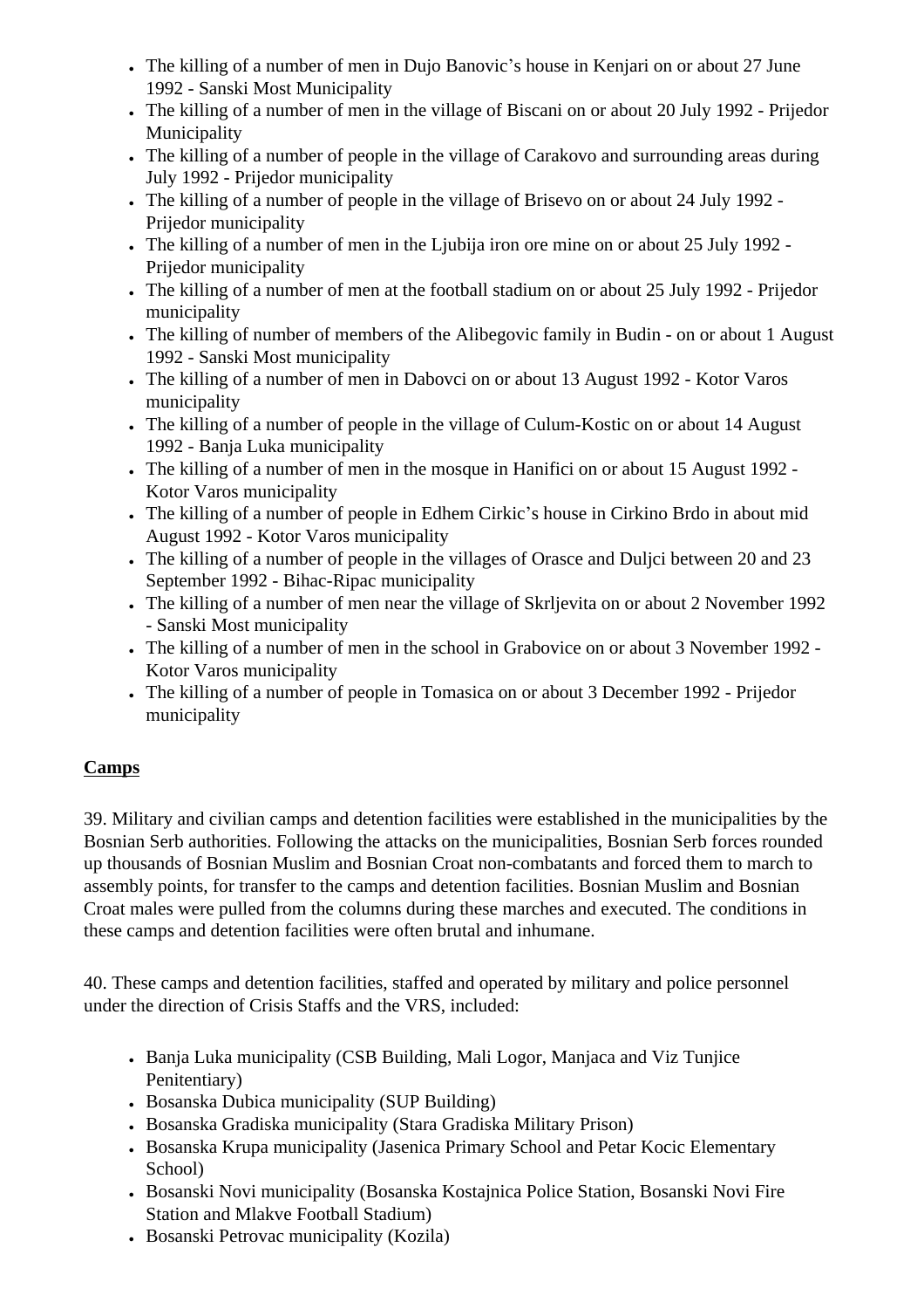- The killing of a number of men in Dujo Banovic’s house in Kenjari on or about 27 June 1992 - Sanski Most Municipality
- The killing of a number of men in the village of Biscani on or about 20 July 1992 - Prijedor Municipality
- The killing of a number of people in the village of Carakovo and surrounding areas during July 1992 - Prijedor municipality
- The killing of a number of people in the village of Brisevo on or about 24 July 1992 - Prijedor municipality
- The killing of a number of men in the Ljubija iron ore mine on or about 25 July 1992 - Prijedor municipality
- The killing of a number of men at the football stadium on or about 25 July 1992 - Prijedor municipality
- The killing of number of members of the Alibegovic family in Budin - on or about 1 August 1992 - Sanski Most municipality
- The killing of a number of men in Dabovci on or about 13 August 1992 - Kotor Varos municipality
- The killing of a number of people in the village of Culum-Kostic on or about 14 August 1992 - Banja Luka municipality
- The killing of a number of men in the mosque in Hanifici on or about 15 August 1992 - Kotor Varos municipality
- The killing of a number of people in Edhem Cirkic’s house in Cirkino Brdo in about mid August 1992 - Kotor Varos municipality
- The killing of a number of people in the villages of Orasce and Duljci between 20 and 23 September 1992 - Bihac-Ripac municipality
- The killing of a number of men near the village of Skrljevita on or about 2 November 1992 - Sanski Most municipality
- The killing of a number of men in the school in Grabovice on or about 3 November 1992 - Kotor Varos municipality
- The killing of a number of people in Tomasica on or about 3 December 1992 - Prijedor municipality

**Camps**

39. Military and civilian camps and detention facilities were established in the municipalities by the Bosnian Serb authorities. Following the attacks on the municipalities, Bosnian Serb forces rounded up thousands of Bosnian Muslim and Bosnian Croat non-combatants and forced them to march to assembly points, for transfer to the camps and detention facilities. Bosnian Muslim and Bosnian Croat males were pulled from the columns during these marches and executed. The conditions in these camps and detention facilities were often brutal and inhumane.

40. These camps and detention facilities, staffed and operated by military and police personnel under the direction of Crisis Staffs and the VRS, included:

- Banja Luka municipality (CSB Building, Mali Logor, Manjaca and Viz Tunjice Penitentiary)
- Bosanska Dubica municipality (SUP Building)
- Bosanska Gradiska municipality (Stara Gradiska Military Prison)
- Bosanska Krupa municipality (Jasenica Primary School and Petar Kocic Elementary School)
- Bosanski Novi municipality (Bosanska Kostajnica Police Station, Bosanski Novi Fire Station and Mlakve Football Stadium)
- Bosanski Petrovac municipality (Kozila)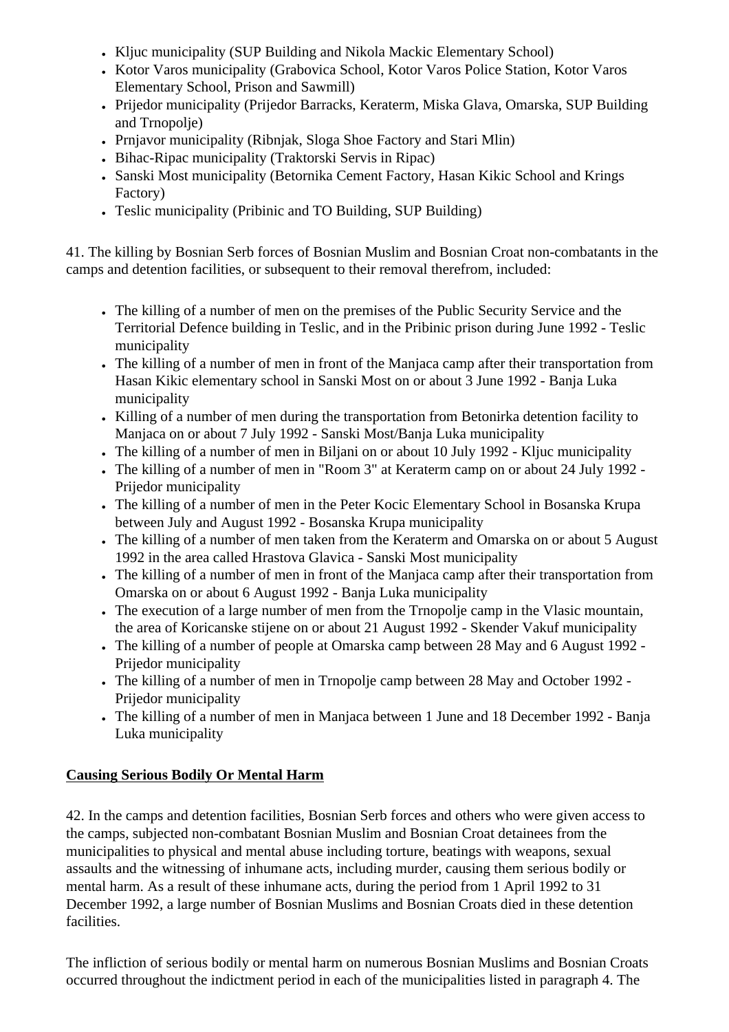- Kljuc municipality (SUP Building and Nikola Mackic Elementary School)
- Kotor Varos municipality (Grabovica School, Kotor Varos Police Station, Kotor Varos Elementary School, Prison and Sawmill)
- Prijedor municipality (Prijedor Barracks, Keraterm, Miska Glava, Omarska, SUP Building and Trnopolje)
- Prnjavor municipality (Ribnjak, Sloga Shoe Factory and Stari Mlin)
- Bihac-Ripac municipality (Traktorski Servis in Ripac)
- Sanski Most municipality (Betornika Cement Factory, Hasan Kikic School and Krings Factory)
- Teslic municipality (Pribinic and TO Building, SUP Building)

41. The killing by Bosnian Serb forces of Bosnian Muslim and Bosnian Croat non-combatants in the camps and detention facilities, or subsequent to their removal therefrom, included:

- The killing of a number of men on the premises of the Public Security Service and the Territorial Defence building in Teslic, and in the Pribinic prison during June 1992 - Teslic municipality
- The killing of a number of men in front of the Manjaca camp after their transportation from Hasan Kikic elementary school in Sanski Most on or about 3 June 1992 - Banja Luka municipality
- Killing of a number of men during the transportation from Betonirka detention facility to Manjaca on or about 7 July 1992 - Sanski Most/Banja Luka municipality
- The killing of a number of men in Biljani on or about 10 July 1992 - Kljuc municipality
- The killing of a number of men in "Room 3" at Keraterm camp on or about 24 July 1992 - Prijedor municipality
- The killing of a number of men in the Peter Kocic Elementary School in Bosanska Krupa between July and August 1992 - Bosanska Krupa municipality
- The killing of a number of men taken from the Keraterm and Omarska on or about 5 August 1992 in the area called Hrastova Glavica - Sanski Most municipality
- The killing of a number of men in front of the Manjaca camp after their transportation from Omarska on or about 6 August 1992 - Banja Luka municipality
- The execution of a large number of men from the Trnopolje camp in the Vlasic mountain, the area of Koricanske stijene on or about 21 August 1992 - Skender Vakuf municipality
- The killing of a number of people at Omarska camp between 28 May and 6 August 1992 - Prijedor municipality
- The killing of a number of men in Trnopolje camp between 28 May and October 1992 - Prijedor municipality
- The killing of a number of men in Manjaca between 1 June and 18 December 1992 - Banja Luka municipality

**Causing Serious Bodily Or Mental Harm**

42. In the camps and detention facilities, Bosnian Serb forces and others who were given access to the camps, subjected non-combatant Bosnian Muslim and Bosnian Croat detainees from the municipalities to physical and mental abuse including torture, beatings with weapons, sexual assaults and the witnessing of inhumane acts, including murder, causing them serious bodily or mental harm. As a result of these inhumane acts, during the period from 1 April 1992 to 31 December 1992, a large number of Bosnian Muslims and Bosnian Croats died in these detention facilities.

The infliction of serious bodily or mental harm on numerous Bosnian Muslims and Bosnian Croats occurred throughout the indictment period in each of the municipalities listed in paragraph 4. The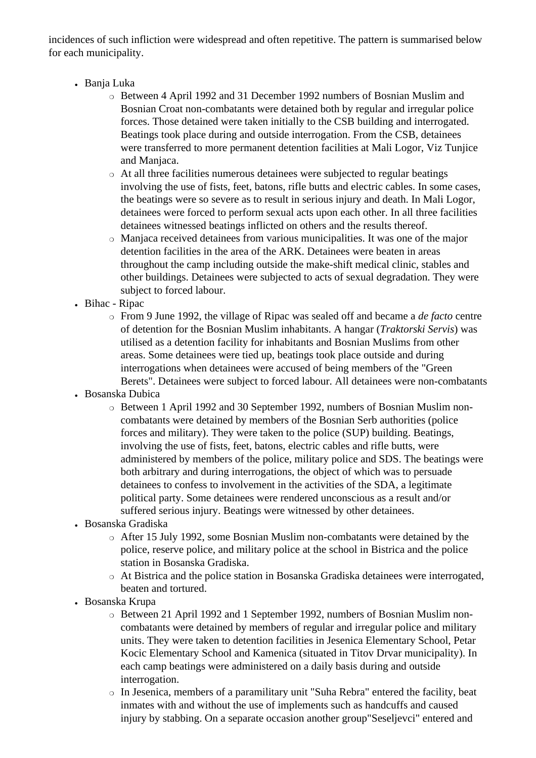incidences of such infliction were widespread and often repetitive. The pattern is summarised below for each municipality.

- Banja Luka
  - Between 4 April 1992 and 31 December 1992 numbers of Bosnian Muslim and Bosnian Croat non-combatants were detained both by regular and irregular police forces. Those detained were taken initially to the CSB building and interrogated. Beatings took place during and outside interrogation. From the CSB, detainees were transferred to more permanent detention facilities at Mali Logor, Viz Tunjice and Manjaca.
  - At all three facilities numerous detainees were subjected to regular beatings involving the use of fists, feet, batons, rifle butts and electric cables. In some cases, the beatings were so severe as to result in serious injury and death. In Mali Logor, detainees were forced to perform sexual acts upon each other. In all three facilities detainees witnessed beatings inflicted on others and the results thereof.
  - Manjaca received detainees from various municipalities. It was one of the major detention facilities in the area of the ARK. Detainees were beaten in areas throughout the camp including outside the make-shift medical clinic, stables and other buildings. Detainees were subjected to acts of sexual degradation. They were subject to forced labour.
- Bihac - Ripac
  - From 9 June 1992, the village of Ripac was sealed off and became a *de facto* centre of detention for the Bosnian Muslim inhabitants. A hangar (*Traktorski Servis*) was utilised as a detention facility for inhabitants and Bosnian Muslims from other areas. Some detainees were tied up, beatings took place outside and during interrogations when detainees were accused of being members of the "Green Berets". Detainees were subject to forced labour. All detainees were non-combatants
- Bosanska Dubica
  - Between 1 April 1992 and 30 September 1992, numbers of Bosnian Muslim non-combatants were detained by members of the Bosnian Serb authorities (police forces and military). They were taken to the police (SUP) building. Beatings, involving the use of fists, feet, batons, electric cables and rifle butts, were administered by members of the police, military police and SDS. The beatings were both arbitrary and during interrogations, the object of which was to persuade detainees to confess to involvement in the activities of the SDA, a legitimate political party. Some detainees were rendered unconscious as a result and/or suffered serious injury. Beatings were witnessed by other detainees.
- Bosanska Gradiska
  - After 15 July 1992, some Bosnian Muslim non-combatants were detained by the police, reserve police, and military police at the school in Bistrica and the police station in Bosanska Gradiska.
  - At Bistrica and the police station in Bosanska Gradiska detainees were interrogated, beaten and tortured.
- Bosanska Krupa
  - Between 21 April 1992 and 1 September 1992, numbers of Bosnian Muslim non-combatants were detained by members of regular and irregular police and military units. They were taken to detention facilities in Jesenica Elementary School, Petar Kocic Elementary School and Kamenica (situated in Titov Drvar municipality). In each camp beatings were administered on a daily basis during and outside interrogation.
  - In Jesenica, members of a paramilitary unit "Suha Rebra" entered the facility, beat inmates with and without the use of implements such as handcuffs and caused injury by stabbing. On a separate occasion another group"Seseljevci" entered and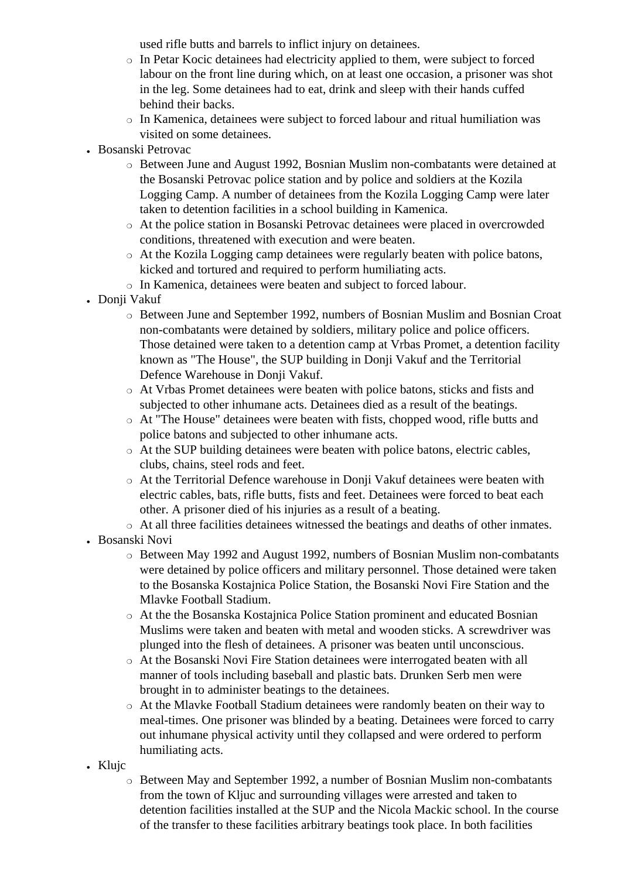- used rifle butts and barrels to inflict injury on detainees.
  - In Petar Kocic detainees had electricity applied to them, were subject to forced labour on the front line during which, on at least one occasion, a prisoner was shot in the leg. Some detainees had to eat, drink and sleep with their hands cuffed behind their backs.
  - In Kamenica, detainees were subject to forced labour and ritual humiliation was visited on some detainees.
- Bosanski Petrovac
  - Between June and August 1992, Bosnian Muslim non-combatants were detained at the Bosanski Petrovac police station and by police and soldiers at the Kozila Logging Camp. A number of detainees from the Kozila Logging Camp were later taken to detention facilities in a school building in Kamenica.
  - At the police station in Bosanski Petrovac detainees were placed in overcrowded conditions, threatened with execution and were beaten.
  - At the Kozila Logging camp detainees were regularly beaten with police batons, kicked and tortured and required to perform humiliating acts.
  - In Kamenica, detainees were beaten and subject to forced labour.
- Donji Vakuf
  - Between June and September 1992, numbers of Bosnian Muslim and Bosnian Croat non-combatants were detained by soldiers, military police and police officers. Those detained were taken to a detention camp at Vrbas Promet, a detention facility known as "The House", the SUP building in Donji Vakuf and the Territorial Defence Warehouse in Donji Vakuf.
  - At Vrbas Promet detainees were beaten with police batons, sticks and fists and subjected to other inhumane acts. Detainees died as a result of the beatings.
  - At "The House" detainees were beaten with fists, chopped wood, rifle butts and police batons and subjected to other inhumane acts.
  - At the SUP building detainees were beaten with police batons, electric cables, clubs, chains, steel rods and feet.
  - At the Territorial Defence warehouse in Donji Vakuf detainees were beaten with electric cables, bats, rifle butts, fists and feet. Detainees were forced to beat each other. A prisoner died of his injuries as a result of a beating.
  - At all three facilities detainees witnessed the beatings and deaths of other inmates.
- Bosanski Novi
  - Between May 1992 and August 1992, numbers of Bosnian Muslim non-combatants were detained by police officers and military personnel. Those detained were taken to the Bosanska Kostajnica Police Station, the Bosanski Novi Fire Station and the Mlavke Football Stadium.
  - At the the Bosanska Kostajnica Police Station prominent and educated Bosnian Muslims were taken and beaten with metal and wooden sticks. A screwdriver was plunged into the flesh of detainees. A prisoner was beaten until unconscious.
  - At the Bosanski Novi Fire Station detainees were interrogated beaten with all manner of tools including baseball and plastic bats. Drunken Serb men were brought in to administer beatings to the detainees.
  - At the Mlavke Football Stadium detainees were randomly beaten on their way to meal-times. One prisoner was blinded by a beating. Detainees were forced to carry out inhumane physical activity until they collapsed and were ordered to perform humiliating acts.
- Klujc
  - Between May and September 1992, a number of Bosnian Muslim non-combatants from the town of Kljuc and surrounding villages were arrested and taken to detention facilities installed at the SUP and the Nicola Mackic school. In the course of the transfer to these facilities arbitrary beatings took place. In both facilities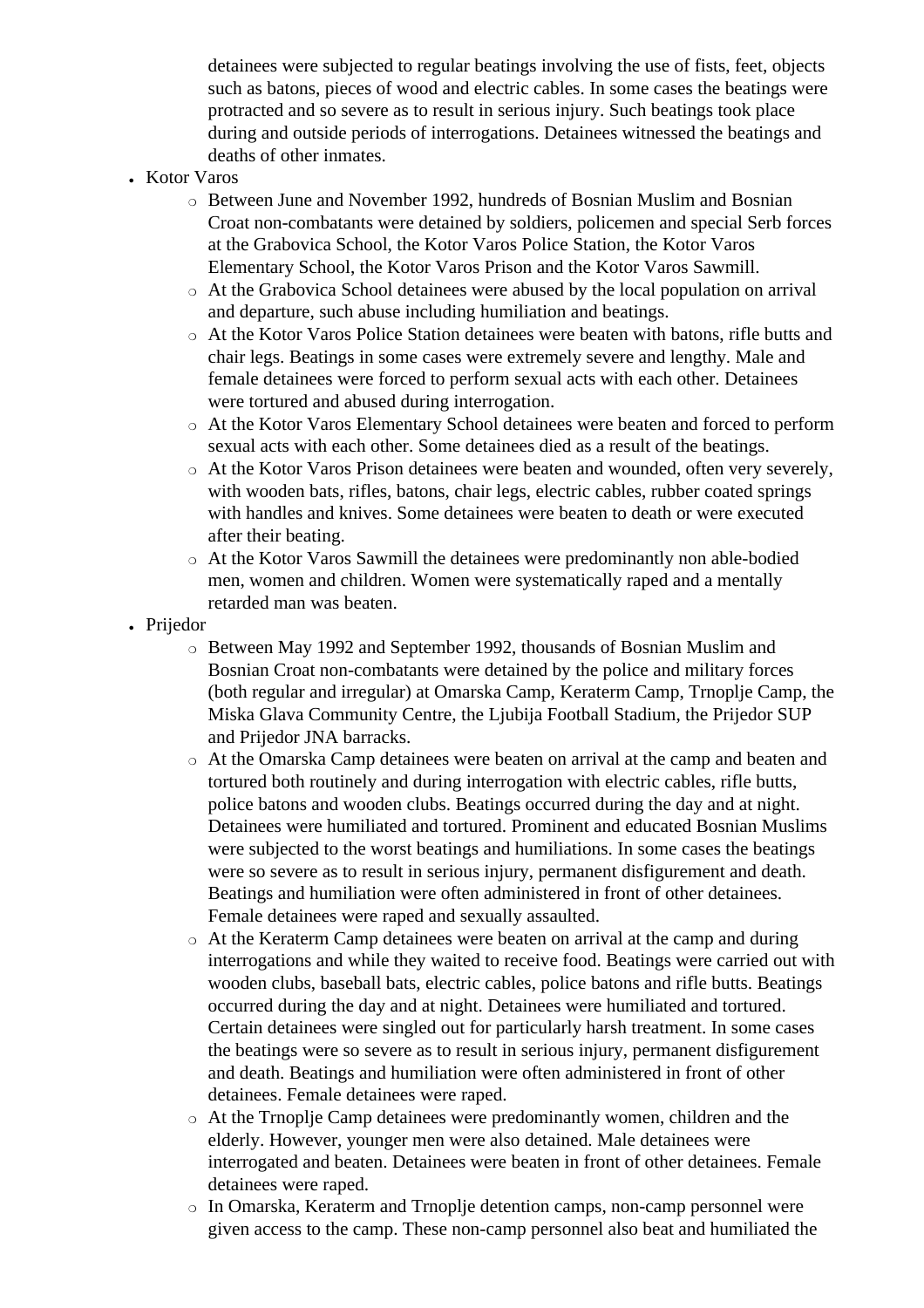detainees were subjected to regular beatings involving the use of fists, feet, objects such as batons, pieces of wood and electric cables. In some cases the beatings were protracted and so severe as to result in serious injury. Such beatings took place during and outside periods of interrogations. Detainees witnessed the beatings and deaths of other inmates.

- Kotor Varos
  - Between June and November 1992, hundreds of Bosnian Muslim and Bosnian Croat non-combatants were detained by soldiers, policemen and special Serb forces at the Grabovica School, the Kotor Varos Police Station, the Kotor Varos Elementary School, the Kotor Varos Prison and the Kotor Varos Sawmill.
  - At the Grabovica School detainees were abused by the local population on arrival and departure, such abuse including humiliation and beatings.
  - At the Kotor Varos Police Station detainees were beaten with batons, rifle butts and chair legs. Beatings in some cases were extremely severe and lengthy. Male and female detainees were forced to perform sexual acts with each other. Detainees were tortured and abused during interrogation.
  - At the Kotor Varos Elementary School detainees were beaten and forced to perform sexual acts with each other. Some detainees died as a result of the beatings.
  - At the Kotor Varos Prison detainees were beaten and wounded, often very severely, with wooden bats, rifles, batons, chair legs, electric cables, rubber coated springs with handles and knives. Some detainees were beaten to death or were executed after their beating.
  - At the Kotor Varos Sawmill the detainees were predominantly non able-bodied men, women and children. Women were systematically raped and a mentally retarded man was beaten.
- Prijedor
  - Between May 1992 and September 1992, thousands of Bosnian Muslim and Bosnian Croat non-combatants were detained by the police and military forces (both regular and irregular) at Omarska Camp, Keraterm Camp, Trnopljе Camp, the Miska Glava Community Centre, the Ljubija Football Stadium, the Prijedor SUP and Prijedor JNA barracks.
  - At the Omarska Camp detainees were beaten on arrival at the camp and beaten and tortured both routinely and during interrogation with electric cables, rifle butts, police batons and wooden clubs. Beatings occurred during the day and at night. Detainees were humiliated and tortured. Prominent and educated Bosnian Muslims were subjected to the worst beatings and humiliations. In some cases the beatings were so severe as to result in serious injury, permanent disfigurement and death. Beatings and humiliation were often administered in front of other detainees. Female detainees were raped and sexually assaulted.
  - At the Keraterm Camp detainees were beaten on arrival at the camp and during interrogations and while they waited to receive food. Beatings were carried out with wooden clubs, baseball bats, electric cables, police batons and rifle butts. Beatings occurred during the day and at night. Detainees were humiliated and tortured. Certain detainees were singled out for particularly harsh treatment. In some cases the beatings were so severe as to result in serious injury, permanent disfigurement and death. Beatings and humiliation were often administered in front of other detainees. Female detainees were raped.
  - At the Trnopljе Camp detainees were predominantly women, children and the elderly. However, younger men were also detained. Male detainees were interrogated and beaten. Detainees were beaten in front of other detainees. Female detainees were raped.
  - In Omarska, Keraterm and Trnopljе detention camps, non-camp personnel were given access to the camp. These non-camp personnel also beat and humiliated the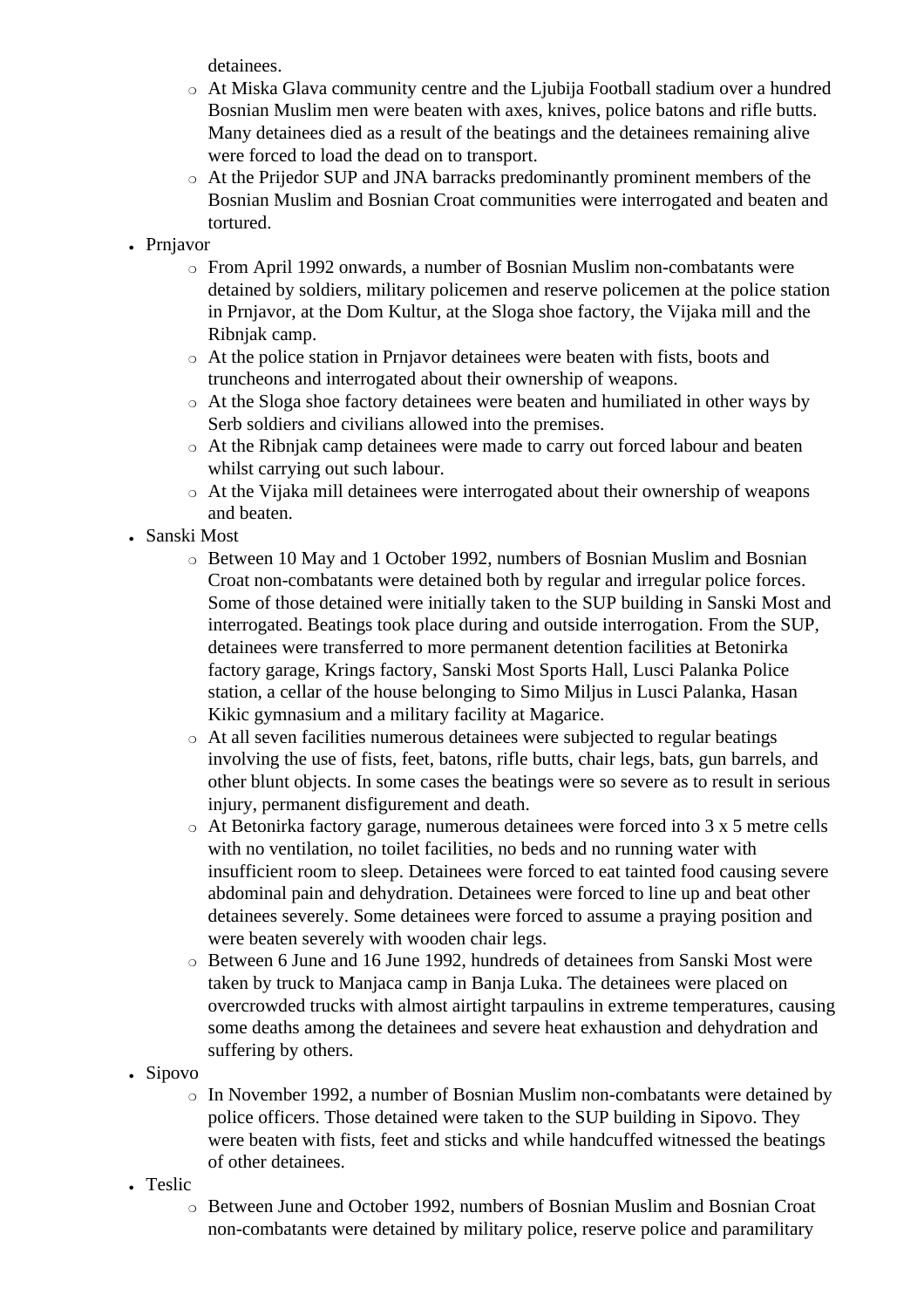detainees.

- At Miska Glava community centre and the Ljubija Football stadium over a hundred Bosnian Muslim men were beaten with axes, knives, police batons and rifle butts. Many detainees died as a result of the beatings and the detainees remaining alive were forced to load the dead on to transport.
- At the Prijedor SUP and JNA barracks predominantly prominent members of the Bosnian Muslim and Bosnian Croat communities were interrogated and beaten and tortured.

- Prnjavor
  - From April 1992 onwards, a number of Bosnian Muslim non-combatants were detained by soldiers, military policemen and reserve policemen at the police station in Prnjavor, at the Dom Kultur, at the Sloga shoe factory, the Vijaka mill and the Ribnjak camp.
  - At the police station in Prnjavor detainees were beaten with fists, boots and truncheons and interrogated about their ownership of weapons.
  - At the Sloga shoe factory detainees were beaten and humiliated in other ways by Serb soldiers and civilians allowed into the premises.
  - At the Ribnjak camp detainees were made to carry out forced labour and beaten whilst carrying out such labour.
  - At the Vijaka mill detainees were interrogated about their ownership of weapons and beaten.
- Sanski Most
  - Between 10 May and 1 October 1992, numbers of Bosnian Muslim and Bosnian Croat non-combatants were detained both by regular and irregular police forces. Some of those detained were initially taken to the SUP building in Sanski Most and interrogated. Beatings took place during and outside interrogation. From the SUP, detainees were transferred to more permanent detention facilities at Betonirka factory garage, Krings factory, Sanski Most Sports Hall, Lusci Palanka Police station, a cellar of the house belonging to Simo Miljus in Lusci Palanka, Hasan Kikic gymnasium and a military facility at Magarice.
  - At all seven facilities numerous detainees were subjected to regular beatings involving the use of fists, feet, batons, rifle butts, chair legs, bats, gun barrels, and other blunt objects. In some cases the beatings were so severe as to result in serious injury, permanent disfigurement and death.
  - At Betonirka factory garage, numerous detainees were forced into 3 x 5 metre cells with no ventilation, no toilet facilities, no beds and no running water with insufficient room to sleep. Detainees were forced to eat tainted food causing severe abdominal pain and dehydration. Detainees were forced to line up and beat other detainees severely. Some detainees were forced to assume a praying position and were beaten severely with wooden chair legs.
  - Between 6 June and 16 June 1992, hundreds of detainees from Sanski Most were taken by truck to Manjaca camp in Banja Luka. The detainees were placed on overcrowded trucks with almost airtight tarpaulins in extreme temperatures, causing some deaths among the detainees and severe heat exhaustion and dehydration and suffering by others.
- Sipovo
  - In November 1992, a number of Bosnian Muslim non-combatants were detained by police officers. Those detained were taken to the SUP building in Sipovo. They were beaten with fists, feet and sticks and while handcuffed witnessed the beatings of other detainees.
- Teslic
  - Between June and October 1992, numbers of Bosnian Muslim and Bosnian Croat non-combatants were detained by military police, reserve police and paramilitary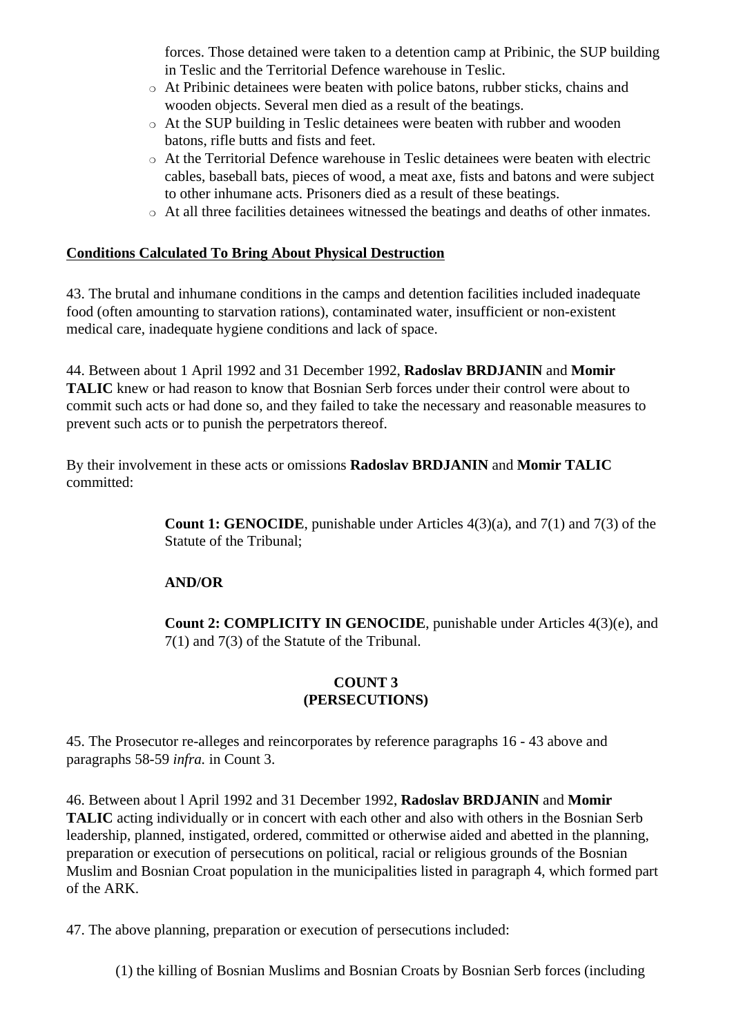forces. Those detained were taken to a detention camp at Pribinic, the SUP building in Teslic and the Territorial Defence warehouse in Teslic.

- At Pribinic detainees were beaten with police batons, rubber sticks, chains and wooden objects. Several men died as a result of the beatings.
- At the SUP building in Teslic detainees were beaten with rubber and wooden batons, rifle butts and fists and feet.
- At the Territorial Defence warehouse in Teslic detainees were beaten with electric cables, baseball bats, pieces of wood, a meat axe, fists and batons and were subject to other inhumane acts. Prisoners died as a result of these beatings.
- At all three facilities detainees witnessed the beatings and deaths of other inmates.

**<u>Conditions Calculated To Bring About Physical Destruction</u>**

43. The brutal and inhumane conditions in the camps and detention facilities included inadequate food (often amounting to starvation rations), contaminated water, insufficient or non-existent medical care, inadequate hygiene conditions and lack of space.

44. Between about 1 April 1992 and 31 December 1992, **Radoslav BRDJANIN** and **Momir TALIC** knew or had reason to know that Bosnian Serb forces under their control were about to commit such acts or had done so, and they failed to take the necessary and reasonable measures to prevent such acts or to punish the perpetrators thereof.

By their involvement in these acts or omissions **Radoslav BRDJANIN** and **Momir TALIC** committed:

> **Count 1: GENOCIDE**, punishable under Articles 4(3)(a), and 7(1) and 7(3) of the Statute of the Tribunal;
>
> **AND/OR**
>
> **Count 2: COMPLICITY IN GENOCIDE**, punishable under Articles 4(3)(e), and 7(1) and 7(3) of the Statute of the Tribunal.

**COUNT 3**
**(PERSECUTIONS)**

45. The Prosecutor re-alleges and reincorporates by reference paragraphs 16 - 43 above and paragraphs 58-59 *infra.* in Count 3.

46. Between about l April 1992 and 31 December 1992, **Radoslav BRDJANIN** and **Momir TALIC** acting individually or in concert with each other and also with others in the Bosnian Serb leadership, planned, instigated, ordered, committed or otherwise aided and abetted in the planning, preparation or execution of persecutions on political, racial or religious grounds of the Bosnian Muslim and Bosnian Croat population in the municipalities listed in paragraph 4, which formed part of the ARK.

47. The above planning, preparation or execution of persecutions included:

(1) the killing of Bosnian Muslims and Bosnian Croats by Bosnian Serb forces (including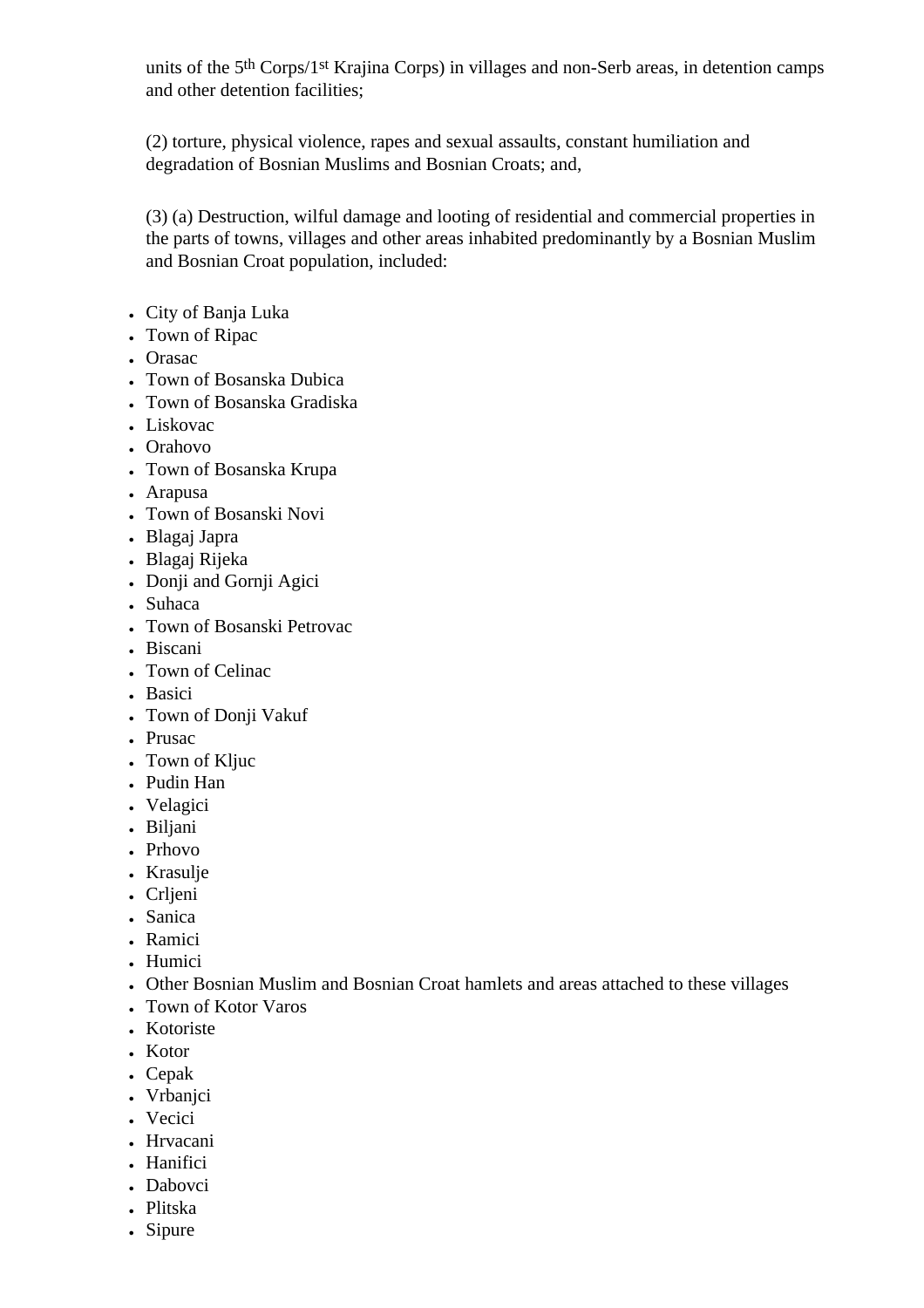units of the 5th Corps/1st Krajina Corps) in villages and non-Serb areas, in detention camps and other detention facilities;

(2) torture, physical violence, rapes and sexual assaults, constant humiliation and degradation of Bosnian Muslims and Bosnian Croats; and,

(3) (a) Destruction, wilful damage and looting of residential and commercial properties in the parts of towns, villages and other areas inhabited predominantly by a Bosnian Muslim and Bosnian Croat population, included:

- City of Banja Luka
- Town of Ripac
- Orasac
- Town of Bosanska Dubica
- Town of Bosanska Gradiska
- Liskovac
- Orahovo
- Town of Bosanska Krupa
- Arapusa
- Town of Bosanski Novi
- Blagaj Japra
- Blagaj Rijeka
- Donji and Gornji Agici
- Suhaca
- Town of Bosanski Petrovac
- Biscani
- Town of Celinac
- Basici
- Town of Donji Vakuf
- Prusac
- Town of Kljuc
- Pudin Han
- Velagici
- Biljani
- Prhovo
- Krasulje
- Crljeni
- Sanica
- Ramici
- Humici
- Other Bosnian Muslim and Bosnian Croat hamlets and areas attached to these villages
- Town of Kotor Varos
- Kotoriste
- Kotor
- Cepak
- Vrbanjci
- Vecici
- Hrvacani
- Hanifici
- Dabovci
- Plitska
- Sipure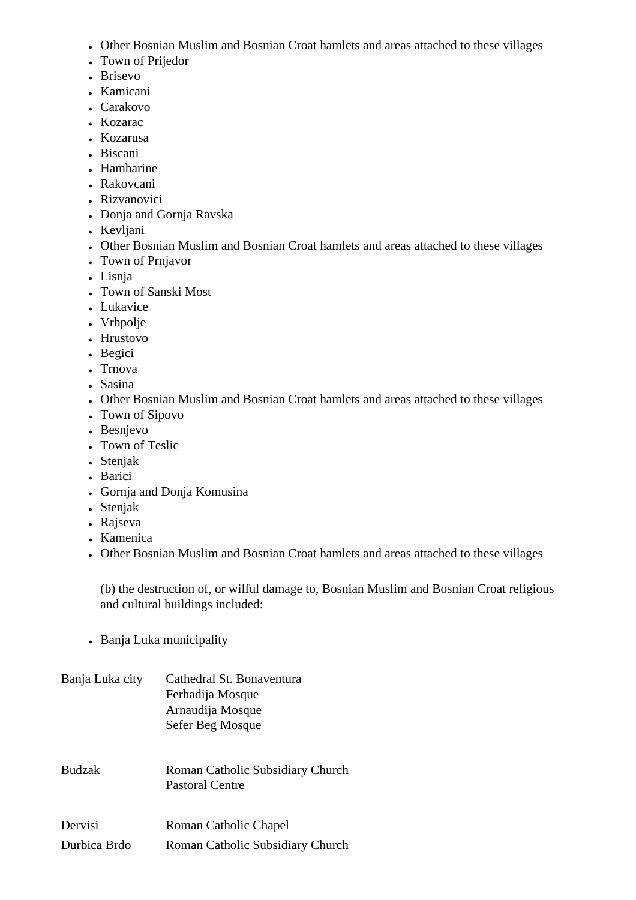- Other Bosnian Muslim and Bosnian Croat hamlets and areas attached to these villages
- Town of Prijedor
- Brisevo
- Kamicani
- Carakovo
- Kozarac
- Kozarusa
- Biscani
- Hambarine
- Rakovcani
- Rizvanovici
- Donja and Gornja Ravska
- Kevljani
- Other Bosnian Muslim and Bosnian Croat hamlets and areas attached to these villages
- Town of Prnjavor
- Lisnja
- Town of Sanski Most
- Lukavice
- Vrhpolje
- Hrustovo
- Begici
- Trnova
- Sasina
- Other Bosnian Muslim and Bosnian Croat hamlets and areas attached to these villages
- Town of Sipovo
- Besnjevo
- Town of Teslic
- Stenjak
- Barici
- Gornja and Donja Komusina
- Stenjak
- Rajseva
- Kamenica
- Other Bosnian Muslim and Bosnian Croat hamlets and areas attached to these villages

(b) the destruction of, or wilful damage to, Bosnian Muslim and Bosnian Croat religious and cultural buildings included:

- Banja Luka municipality

| | |
|---|---|
| Banja Luka city | Cathedral St. Bonaventura<br>Ferhadija Mosque<br>Arnaudija Mosque<br>Sefer Beg Mosque |
| Budzak | Roman Catholic Subsidiary Church<br>Pastoral Centre |
| Dervisi | Roman Catholic Chapel |
| Durbica Brdo | Roman Catholic Subsidiary Church |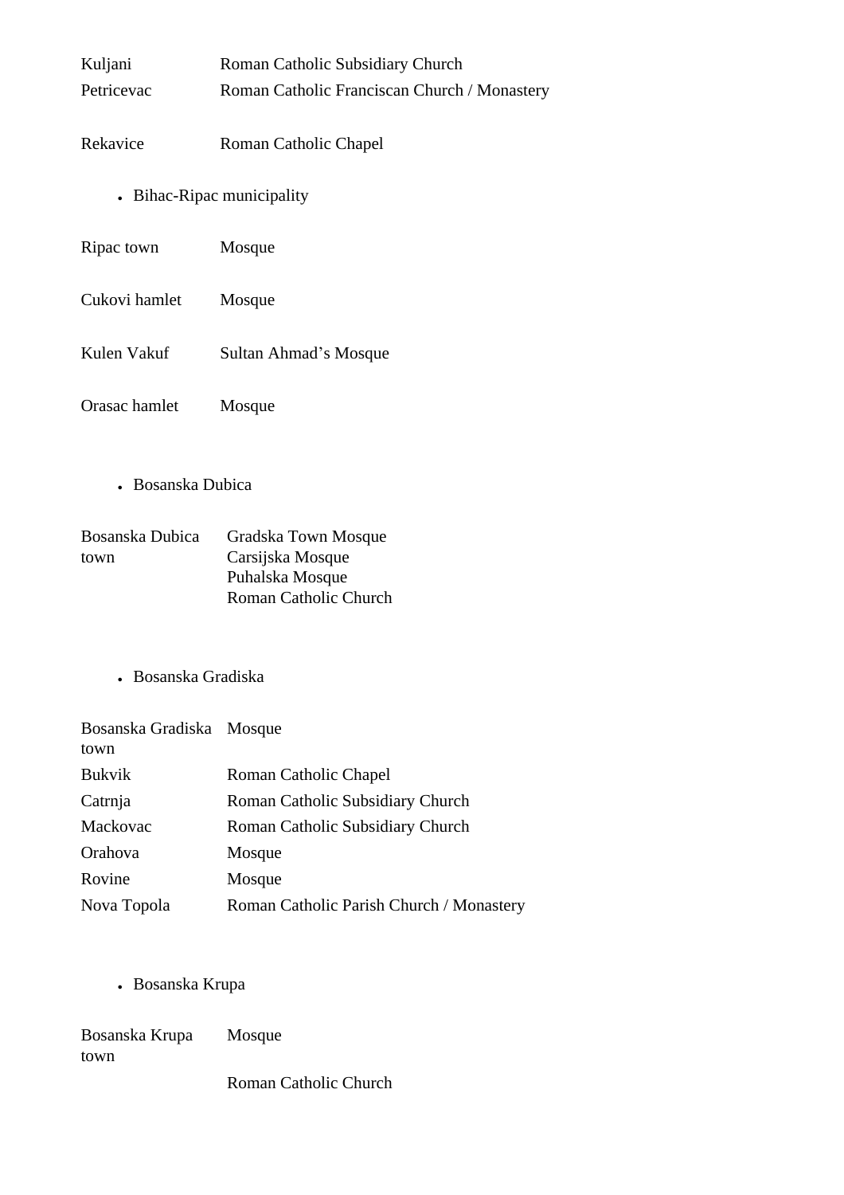| | |
|---|---|
| Kuljani | Roman Catholic Subsidiary Church |
| Petricevac | Roman Catholic Franciscan Church / Monastery |
| Rekavice | Roman Catholic Chapel |

- Bihac-Ripac municipality

| | |
|---|---|
| Ripac town | Mosque |
| Cukovi hamlet | Mosque |
| Kulen Vakuf | Sultan Ahmad’s Mosque |
| Orasac hamlet | Mosque |

- Bosanska Dubica

| | |
|---|---|
| Bosanska Dubica town | Gradska Town Mosque<br>Carsijska Mosque<br>Puhalska Mosque<br>Roman Catholic Church |

- Bosanska Gradiska

| | |
|---|---|
| Bosanska Gradiska town | Mosque |
| Bukvik | Roman Catholic Chapel |
| Catrnja | Roman Catholic Subsidiary Church |
| Mackovac | Roman Catholic Subsidiary Church |
| Orahova | Mosque |
| Rovine | Mosque |
| Nova Topola | Roman Catholic Parish Church / Monastery |

- Bosanska Krupa

| | |
|---|---|
| Bosanska Krupa town | Mosque |
| | Roman Catholic Church |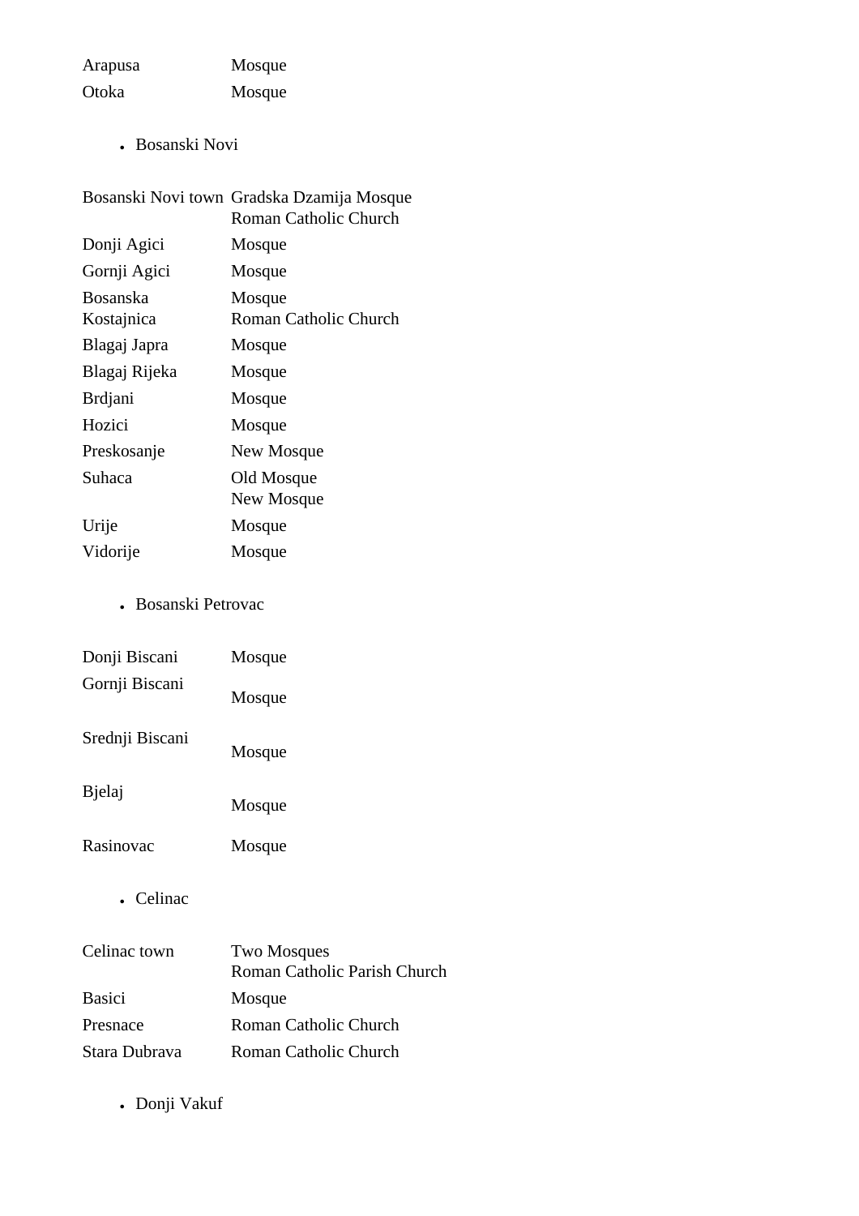| | |
|---|---|
| Arapusa | Mosque |
| Otoka | Mosque |

- Bosanski Novi

| | |
|---|---|
| Bosanski Novi town | Gradska Dzamija Mosque<br>Roman Catholic Church |
| Donji Agici | Mosque |
| Gornji Agici | Mosque |
| Bosanska Kostajnica | Mosque<br>Roman Catholic Church |
| Blagaj Japra | Mosque |
| Blagaj Rijeka | Mosque |
| Brdjani | Mosque |
| Hozici | Mosque |
| Preskosanje | New Mosque |
| Suhaca | Old Mosque<br>New Mosque |
| Urije | Mosque |
| Vidorije | Mosque |

- Bosanski Petrovac

| | |
|---|---|
| Donji Biscani | Mosque |
| Gornji Biscani | Mosque |
| Srednji Biscani | Mosque |
| Bjelaj | Mosque |
| Rasinovac | Mosque |

- Celinac

| | |
|---|---|
| Celinac town | Two Mosques<br>Roman Catholic Parish Church |
| Basici | Mosque |
| Presnace | Roman Catholic Church |
| Stara Dubrava | Roman Catholic Church |

- Donji Vakuf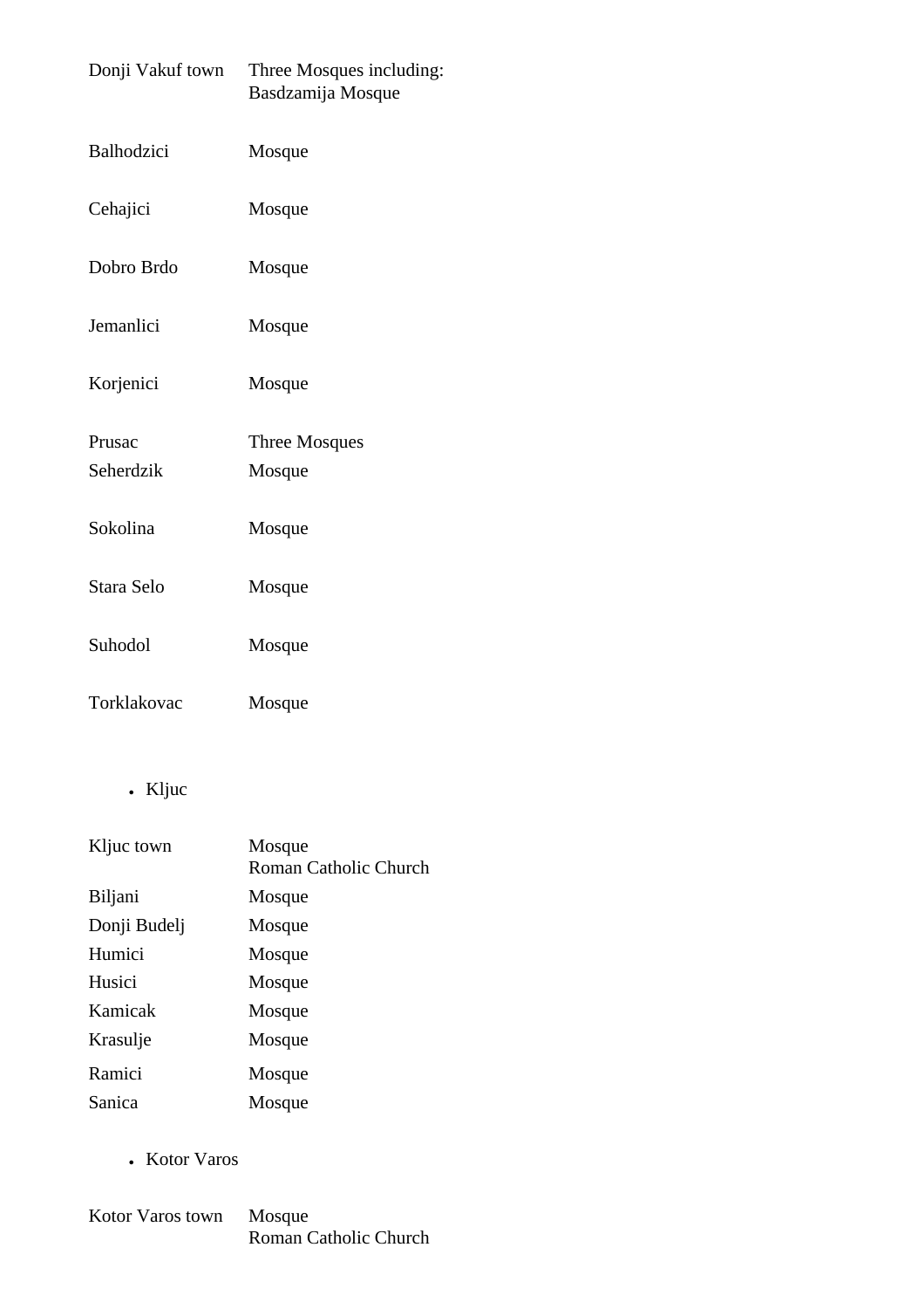| | |
|---|---|
| Donji Vakuf town | Three Mosques including:<br>Basdzamija Mosque |
| Balhodzici | Mosque |
| Cehajici | Mosque |
| Dobro Brdo | Mosque |
| Jemanlici | Mosque |
| Korjenici | Mosque |
| Prusac | Three Mosques |
| Seherdzik | Mosque |
| Sokolina | Mosque |
| Stara Selo | Mosque |
| Suhodol | Mosque |
| Torklakovac | Mosque |

- Kljuc

| | |
|---|---|
| Kljuc town | Mosque<br>Roman Catholic Church |
| Biljani | Mosque |
| Donji Budelj | Mosque |
| Humici | Mosque |
| Husici | Mosque |
| Kamicak | Mosque |
| Krasulje | Mosque |
| Ramici | Mosque |
| Sanica | Mosque |

- Kotor Varos

| | |
|---|---|
| Kotor Varos town | Mosque<br>Roman Catholic Church |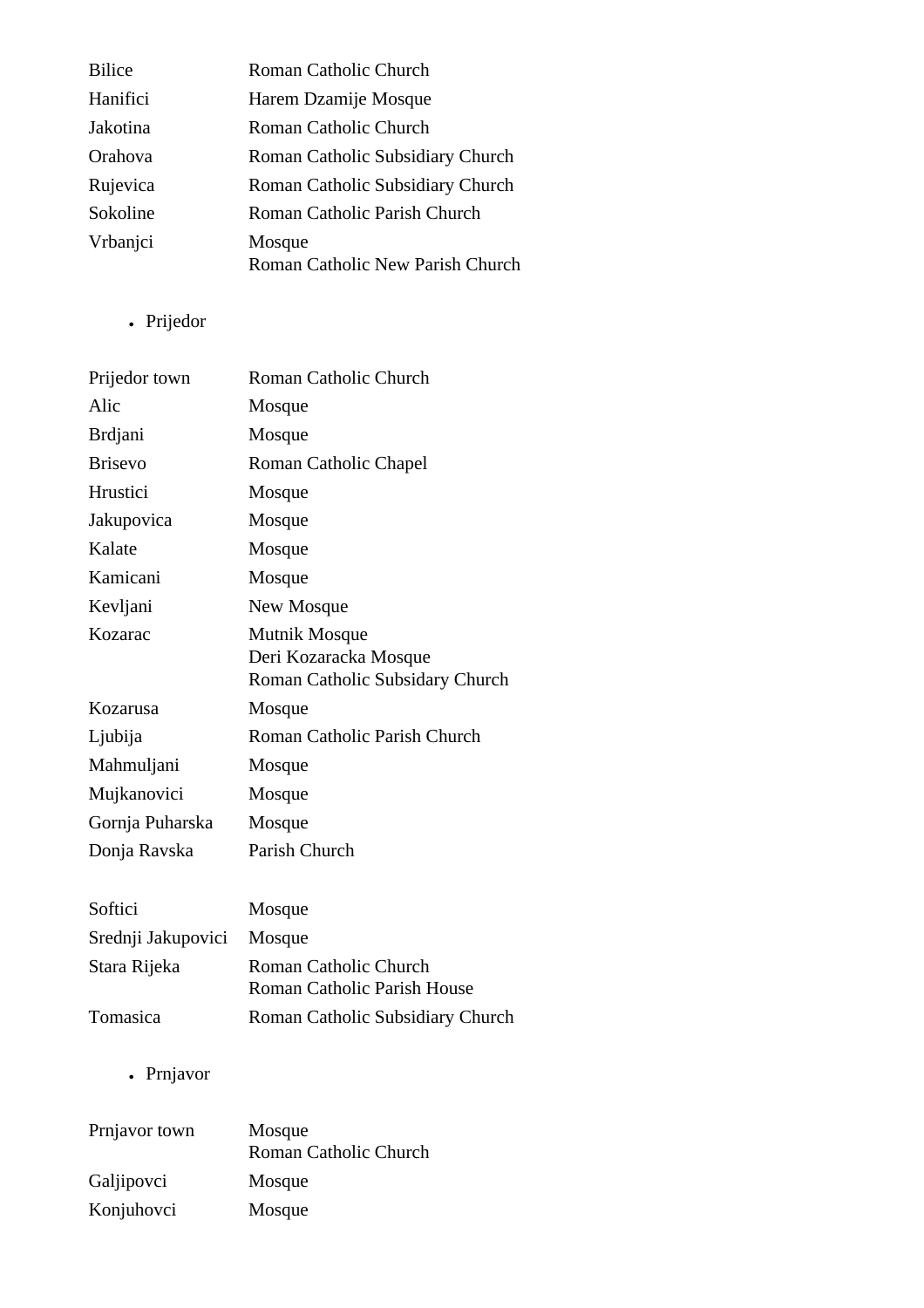| | |
|---|---|
| Bilice | Roman Catholic Church |
| Hanifici | Harem Dzamije Mosque |
| Jakotina | Roman Catholic Church |
| Orahova | Roman Catholic Subsidiary Church |
| Rujevica | Roman Catholic Subsidiary Church |
| Sokoline | Roman Catholic Parish Church |
| Vrbanjci | Mosque<br>Roman Catholic New Parish Church |

- Prijedor

| | |
|---|---|
| Prijedor town | Roman Catholic Church |
| Alic | Mosque |
| Brdjani | Mosque |
| Brisevo | Roman Catholic Chapel |
| Hrustici | Mosque |
| Jakupovica | Mosque |
| Kalate | Mosque |
| Kamicani | Mosque |
| Kevljani | New Mosque |
| Kozarac | Mutnik Mosque<br>Deri Kozaracka Mosque<br>Roman Catholic Subsidary Church |
| Kozarusa | Mosque |
| Ljubija | Roman Catholic Parish Church |
| Mahmuljani | Mosque |
| Mujkanovici | Mosque |
| Gornja Puharska | Mosque |
| Donja Ravska | Parish Church |
| Softici | Mosque |
| Srednji Jakupovici | Mosque |
| Stara Rijeka | Roman Catholic Church<br>Roman Catholic Parish House |
| Tomasica | Roman Catholic Subsidiary Church |

- Prnjavor

| | |
|---|---|
| Prnjavor town | Mosque<br>Roman Catholic Church |
| Galjipovci | Mosque |
| Konjuhovci | Mosque |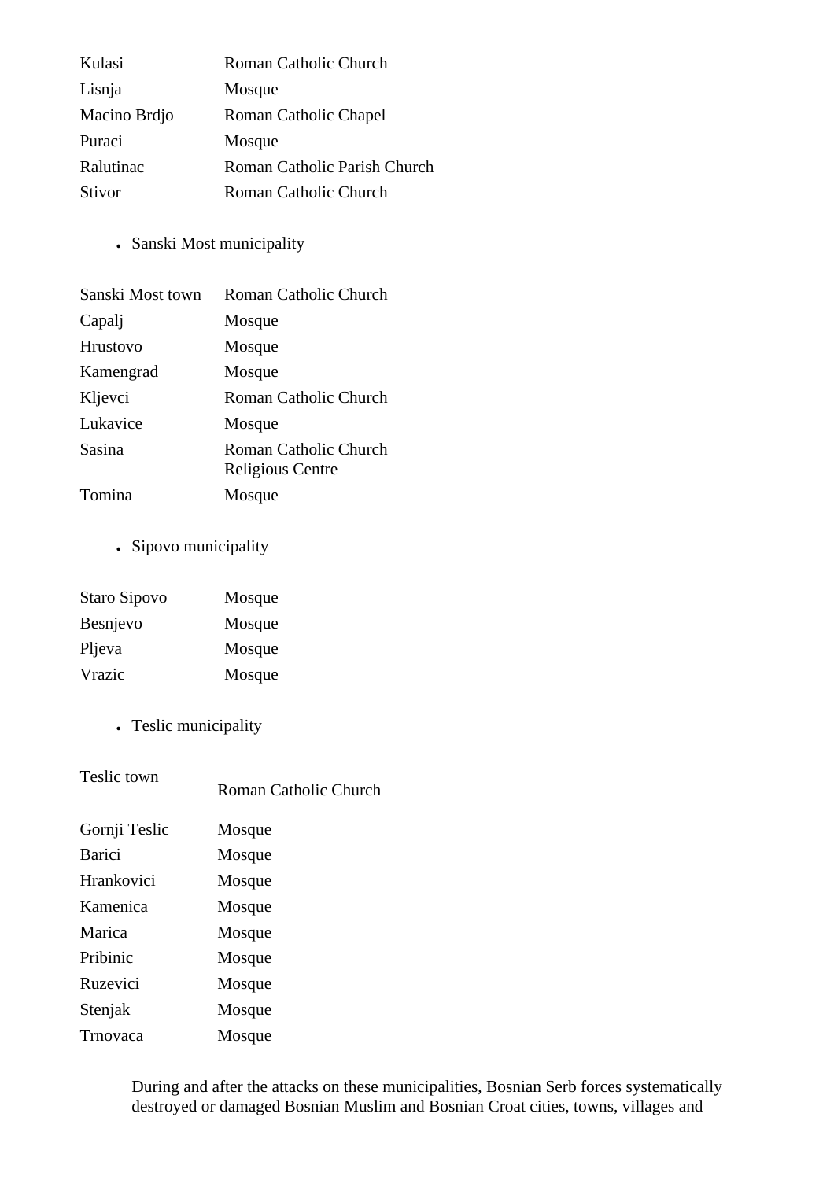| | |
|---|---|
| Kulasi | Roman Catholic Church |
| Lisnja | Mosque |
| Macino Brdjo | Roman Catholic Chapel |
| Puraci | Mosque |
| Ralutinac | Roman Catholic Parish Church |
| Stivor | Roman Catholic Church |

- Sanski Most municipality

| | |
|---|---|
| Sanski Most town | Roman Catholic Church |
| Capalj | Mosque |
| Hrustovo | Mosque |
| Kamengrad | Mosque |
| Kljevci | Roman Catholic Church |
| Lukavice | Mosque |
| Sasina | Roman Catholic Church Religious Centre |
| Tomina | Mosque |

- Sipovo municipality

| | |
|---|---|
| Staro Sipovo | Mosque |
| Besnjevo | Mosque |
| Pljeva | Mosque |
| Vrazic | Mosque |

- Teslic municipality

| | |
|---|---|
| Teslic town | Roman Catholic Church |
| Gornji Teslic | Mosque |
| Barici | Mosque |
| Hrankovici | Mosque |
| Kamenica | Mosque |
| Marica | Mosque |
| Pribinic | Mosque |
| Ruzevici | Mosque |
| Stenjak | Mosque |
| Trnovaca | Mosque |

During and after the attacks on these municipalities, Bosnian Serb forces systematically destroyed or damaged Bosnian Muslim and Bosnian Croat cities, towns, villages and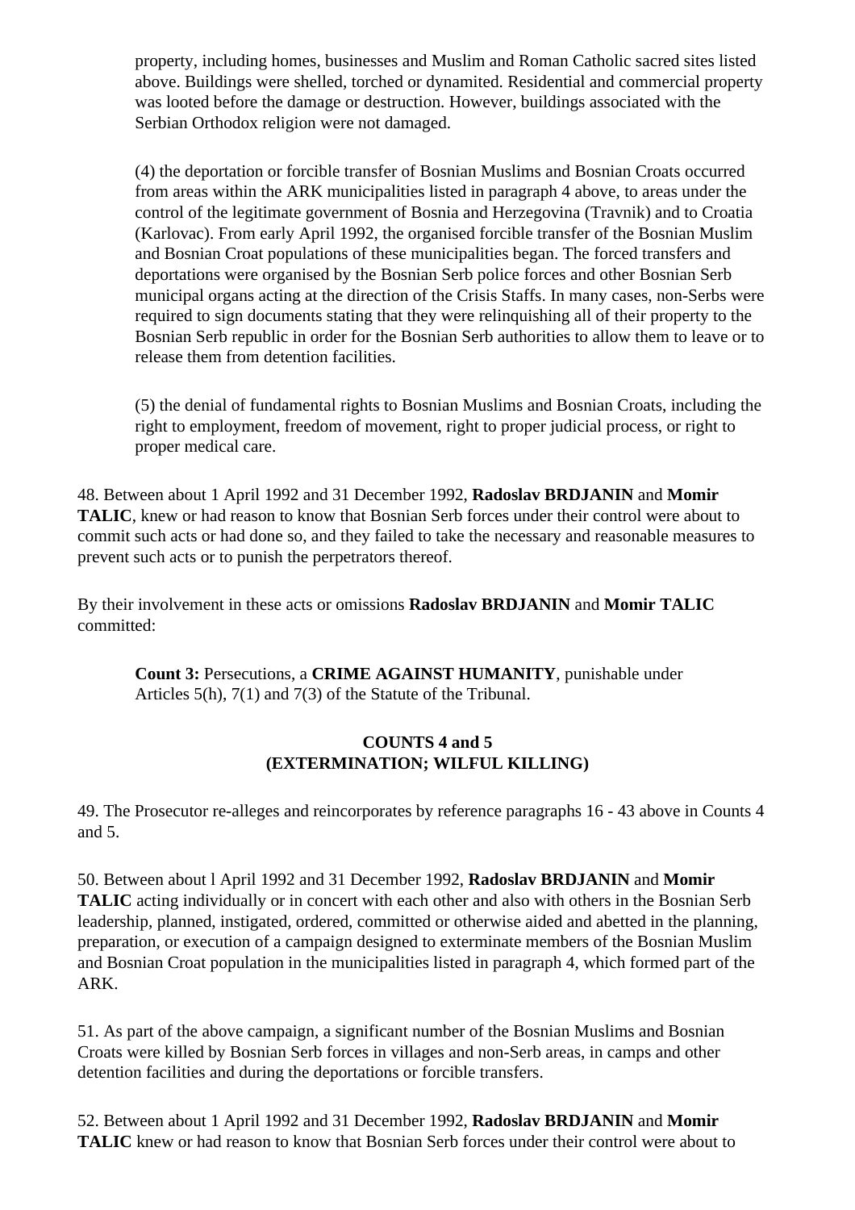property, including homes, businesses and Muslim and Roman Catholic sacred sites listed above. Buildings were shelled, torched or dynamited. Residential and commercial property was looted before the damage or destruction. However, buildings associated with the Serbian Orthodox religion were not damaged.

(4) the deportation or forcible transfer of Bosnian Muslims and Bosnian Croats occurred from areas within the ARK municipalities listed in paragraph 4 above, to areas under the control of the legitimate government of Bosnia and Herzegovina (Travnik) and to Croatia (Karlovac). From early April 1992, the organised forcible transfer of the Bosnian Muslim and Bosnian Croat populations of these municipalities began. The forced transfers and deportations were organised by the Bosnian Serb police forces and other Bosnian Serb municipal organs acting at the direction of the Crisis Staffs. In many cases, non-Serbs were required to sign documents stating that they were relinquishing all of their property to the Bosnian Serb republic in order for the Bosnian Serb authorities to allow them to leave or to release them from detention facilities.

(5) the denial of fundamental rights to Bosnian Muslims and Bosnian Croats, including the right to employment, freedom of movement, right to proper judicial process, or right to proper medical care.

48. Between about 1 April 1992 and 31 December 1992, **Radoslav BRDJANIN** and **Momir TALIC**, knew or had reason to know that Bosnian Serb forces under their control were about to commit such acts or had done so, and they failed to take the necessary and reasonable measures to prevent such acts or to punish the perpetrators thereof.

By their involvement in these acts or omissions **Radoslav BRDJANIN** and **Momir TALIC** committed:

**Count 3:** Persecutions, a **CRIME AGAINST HUMANITY**, punishable under Articles 5(h), 7(1) and 7(3) of the Statute of the Tribunal.

**COUNTS 4 and 5**
**(EXTERMINATION; WILFUL KILLING)**

49. The Prosecutor re-alleges and reincorporates by reference paragraphs 16 - 43 above in Counts 4 and 5.

50. Between about l April 1992 and 31 December 1992, **Radoslav BRDJANIN** and **Momir TALIC** acting individually or in concert with each other and also with others in the Bosnian Serb leadership, planned, instigated, ordered, committed or otherwise aided and abetted in the planning, preparation, or execution of a campaign designed to exterminate members of the Bosnian Muslim and Bosnian Croat population in the municipalities listed in paragraph 4, which formed part of the ARK.

51. As part of the above campaign, a significant number of the Bosnian Muslims and Bosnian Croats were killed by Bosnian Serb forces in villages and non-Serb areas, in camps and other detention facilities and during the deportations or forcible transfers.

52. Between about 1 April 1992 and 31 December 1992, **Radoslav BRDJANIN** and **Momir TALIC** knew or had reason to know that Bosnian Serb forces under their control were about to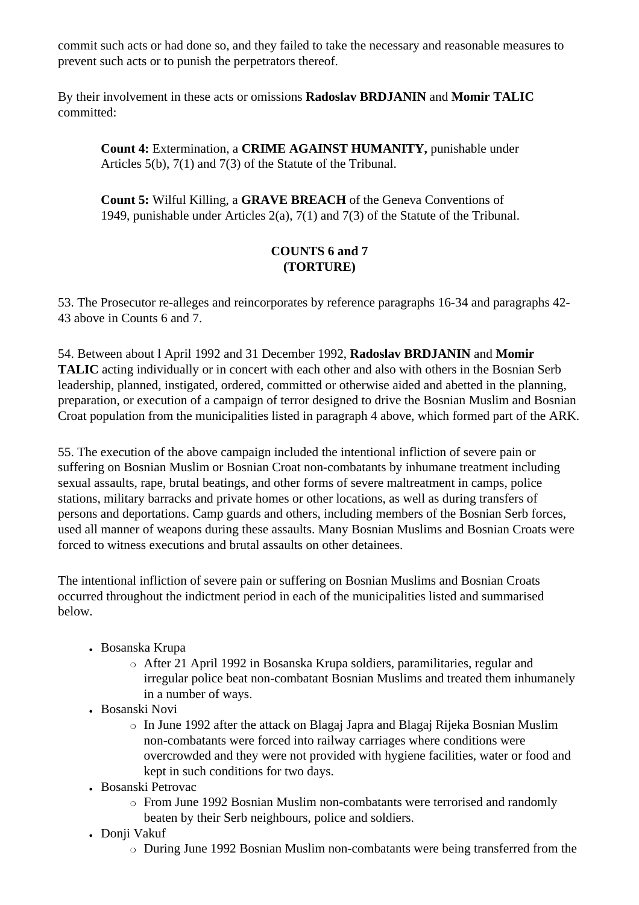commit such acts or had done so, and they failed to take the necessary and reasonable measures to prevent such acts or to punish the perpetrators thereof.

By their involvement in these acts or omissions **Radoslav BRDJANIN** and **Momir TALIC** committed:

> **Count 4:** Extermination, a **CRIME AGAINST HUMANITY,** punishable under Articles 5(b), 7(1) and 7(3) of the Statute of the Tribunal.
>
> **Count 5:** Wilful Killing, a **GRAVE BREACH** of the Geneva Conventions of 1949, punishable under Articles 2(a), 7(1) and 7(3) of the Statute of the Tribunal.

**COUNTS 6 and 7**
**(TORTURE)**

53. The Prosecutor re-alleges and reincorporates by reference paragraphs 16-34 and paragraphs 42-43 above in Counts 6 and 7.

54. Between about l April 1992 and 31 December 1992, **Radoslav BRDJANIN** and **Momir TALIC** acting individually or in concert with each other and also with others in the Bosnian Serb leadership, planned, instigated, ordered, committed or otherwise aided and abetted in the planning, preparation, or execution of a campaign of terror designed to drive the Bosnian Muslim and Bosnian Croat population from the municipalities listed in paragraph 4 above, which formed part of the ARK.

55. The execution of the above campaign included the intentional infliction of severe pain or suffering on Bosnian Muslim or Bosnian Croat non-combatants by inhumane treatment including sexual assaults, rape, brutal beatings, and other forms of severe maltreatment in camps, police stations, military barracks and private homes or other locations, as well as during transfers of persons and deportations. Camp guards and others, including members of the Bosnian Serb forces, used all manner of weapons during these assaults. Many Bosnian Muslims and Bosnian Croats were forced to witness executions and brutal assaults on other detainees.

The intentional infliction of severe pain or suffering on Bosnian Muslims and Bosnian Croats occurred throughout the indictment period in each of the municipalities listed and summarised below.

- Bosanska Krupa
  - After 21 April 1992 in Bosanska Krupa soldiers, paramilitaries, regular and irregular police beat non-combatant Bosnian Muslims and treated them inhumanely in a number of ways.
- Bosanski Novi
  - In June 1992 after the attack on Blagaj Japra and Blagaj Rijeka Bosnian Muslim non-combatants were forced into railway carriages where conditions were overcrowded and they were not provided with hygiene facilities, water or food and kept in such conditions for two days.
- Bosanski Petrovac
  - From June 1992 Bosnian Muslim non-combatants were terrorised and randomly beaten by their Serb neighbours, police and soldiers.
- Donji Vakuf
  - During June 1992 Bosnian Muslim non-combatants were being transferred from the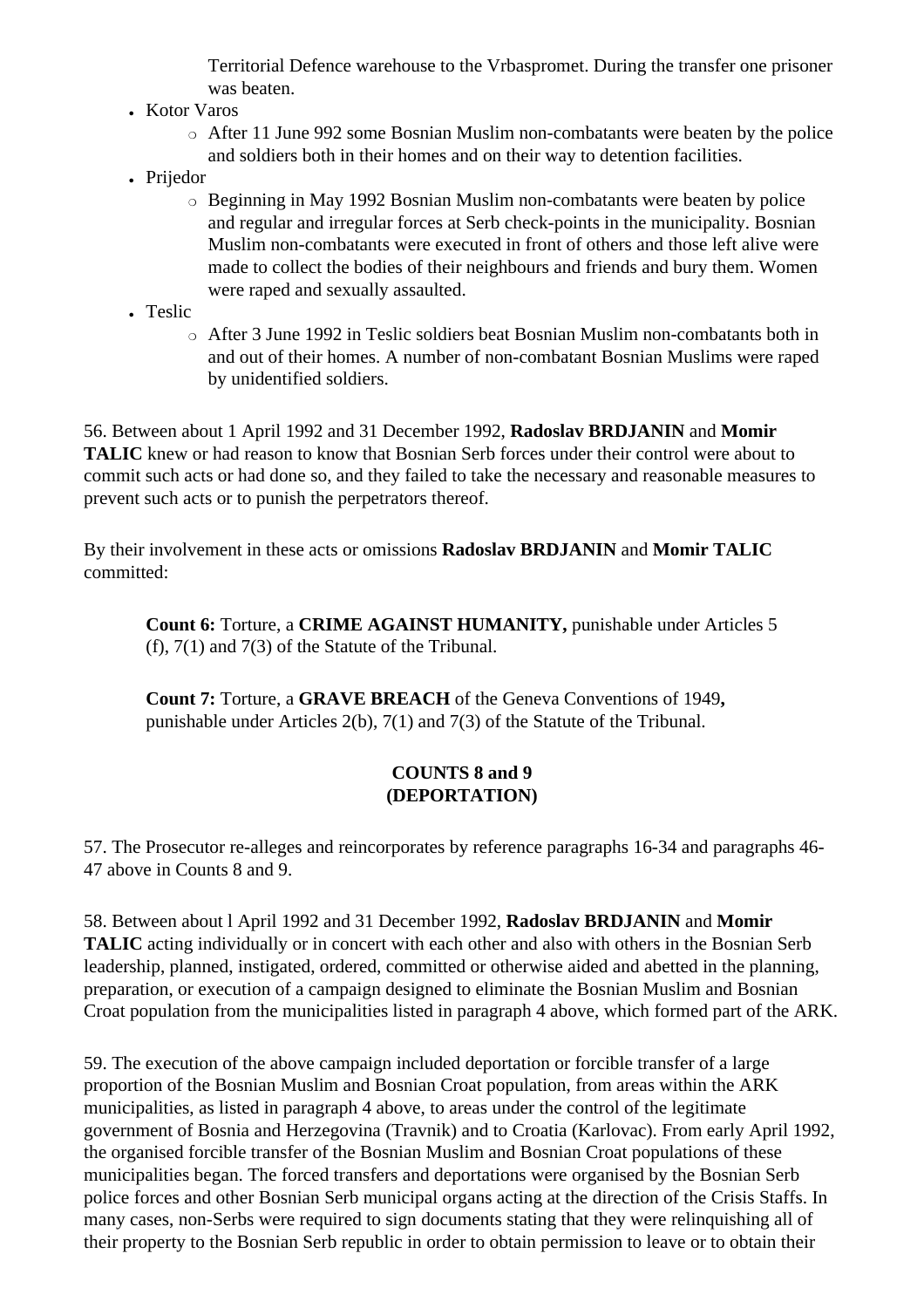Territorial Defence warehouse to the Vrbaspromet. During the transfer one prisoner was beaten.

- Kotor Varos
  - After 11 June 992 some Bosnian Muslim non-combatants were beaten by the police and soldiers both in their homes and on their way to detention facilities.
- Prijedor
  - Beginning in May 1992 Bosnian Muslim non-combatants were beaten by police and regular and irregular forces at Serb check-points in the municipality. Bosnian Muslim non-combatants were executed in front of others and those left alive were made to collect the bodies of their neighbours and friends and bury them. Women were raped and sexually assaulted.
- Teslic
  - After 3 June 1992 in Teslic soldiers beat Bosnian Muslim non-combatants both in and out of their homes. A number of non-combatant Bosnian Muslims were raped by unidentified soldiers.

56. Between about 1 April 1992 and 31 December 1992, **Radoslav BRDJANIN** and **Momir TALIC** knew or had reason to know that Bosnian Serb forces under their control were about to commit such acts or had done so, and they failed to take the necessary and reasonable measures to prevent such acts or to punish the perpetrators thereof.

By their involvement in these acts or omissions **Radoslav BRDJANIN** and **Momir TALIC** committed:

> **Count 6:** Torture, a **CRIME AGAINST HUMANITY,** punishable under Articles 5 (f), 7(1) and 7(3) of the Statute of the Tribunal.
>
> **Count 7:** Torture, a **GRAVE BREACH** of the Geneva Conventions of 1949**,** punishable under Articles 2(b), 7(1) and 7(3) of the Statute of the Tribunal.

### COUNTS 8 and 9
### (DEPORTATION)

57. The Prosecutor re-alleges and reincorporates by reference paragraphs 16-34 and paragraphs 46-47 above in Counts 8 and 9.

58. Between about l April 1992 and 31 December 1992, **Radoslav BRDJANIN** and **Momir TALIC** acting individually or in concert with each other and also with others in the Bosnian Serb leadership, planned, instigated, ordered, committed or otherwise aided and abetted in the planning, preparation, or execution of a campaign designed to eliminate the Bosnian Muslim and Bosnian Croat population from the municipalities listed in paragraph 4 above, which formed part of the ARK.

59. The execution of the above campaign included deportation or forcible transfer of a large proportion of the Bosnian Muslim and Bosnian Croat population, from areas within the ARK municipalities, as listed in paragraph 4 above, to areas under the control of the legitimate government of Bosnia and Herzegovina (Travnik) and to Croatia (Karlovac). From early April 1992, the organised forcible transfer of the Bosnian Muslim and Bosnian Croat populations of these municipalities began. The forced transfers and deportations were organised by the Bosnian Serb police forces and other Bosnian Serb municipal organs acting at the direction of the Crisis Staffs. In many cases, non-Serbs were required to sign documents stating that they were relinquishing all of their property to the Bosnian Serb republic in order to obtain permission to leave or to obtain their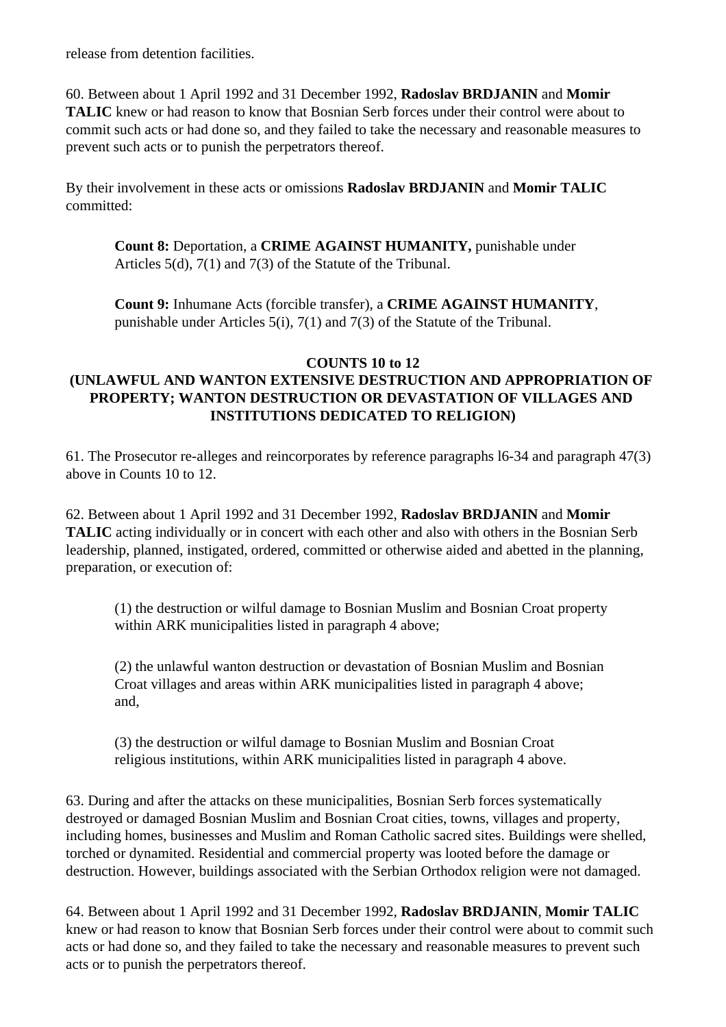release from detention facilities.

60. Between about 1 April 1992 and 31 December 1992, **Radoslav BRDJANIN** and **Momir TALIC** knew or had reason to know that Bosnian Serb forces under their control were about to commit such acts or had done so, and they failed to take the necessary and reasonable measures to prevent such acts or to punish the perpetrators thereof.

By their involvement in these acts or omissions **Radoslav BRDJANIN** and **Momir TALIC** committed:

> **Count 8:** Deportation, a **CRIME AGAINST HUMANITY,** punishable under Articles 5(d), 7(1) and 7(3) of the Statute of the Tribunal.
>
> **Count 9:** Inhumane Acts (forcible transfer), a **CRIME AGAINST HUMANITY**, punishable under Articles 5(i), 7(1) and 7(3) of the Statute of the Tribunal.

### COUNTS 10 to 12
### (UNLAWFUL AND WANTON EXTENSIVE DESTRUCTION AND APPROPRIATION OF PROPERTY; WANTON DESTRUCTION OR DEVASTATION OF VILLAGES AND INSTITUTIONS DEDICATED TO RELIGION)

61. The Prosecutor re-alleges and reincorporates by reference paragraphs l6-34 and paragraph 47(3) above in Counts 10 to 12.

62. Between about 1 April 1992 and 31 December 1992, **Radoslav BRDJANIN** and **Momir TALIC** acting individually or in concert with each other and also with others in the Bosnian Serb leadership, planned, instigated, ordered, committed or otherwise aided and abetted in the planning, preparation, or execution of:

> (1) the destruction or wilful damage to Bosnian Muslim and Bosnian Croat property within ARK municipalities listed in paragraph 4 above;
>
> (2) the unlawful wanton destruction or devastation of Bosnian Muslim and Bosnian Croat villages and areas within ARK municipalities listed in paragraph 4 above; and,
>
> (3) the destruction or wilful damage to Bosnian Muslim and Bosnian Croat religious institutions, within ARK municipalities listed in paragraph 4 above.

63. During and after the attacks on these municipalities, Bosnian Serb forces systematically destroyed or damaged Bosnian Muslim and Bosnian Croat cities, towns, villages and property, including homes, businesses and Muslim and Roman Catholic sacred sites. Buildings were shelled, torched or dynamited. Residential and commercial property was looted before the damage or destruction. However, buildings associated with the Serbian Orthodox religion were not damaged.

64. Between about 1 April 1992 and 31 December 1992, **Radoslav BRDJANIN**, **Momir TALIC** knew or had reason to know that Bosnian Serb forces under their control were about to commit such acts or had done so, and they failed to take the necessary and reasonable measures to prevent such acts or to punish the perpetrators thereof.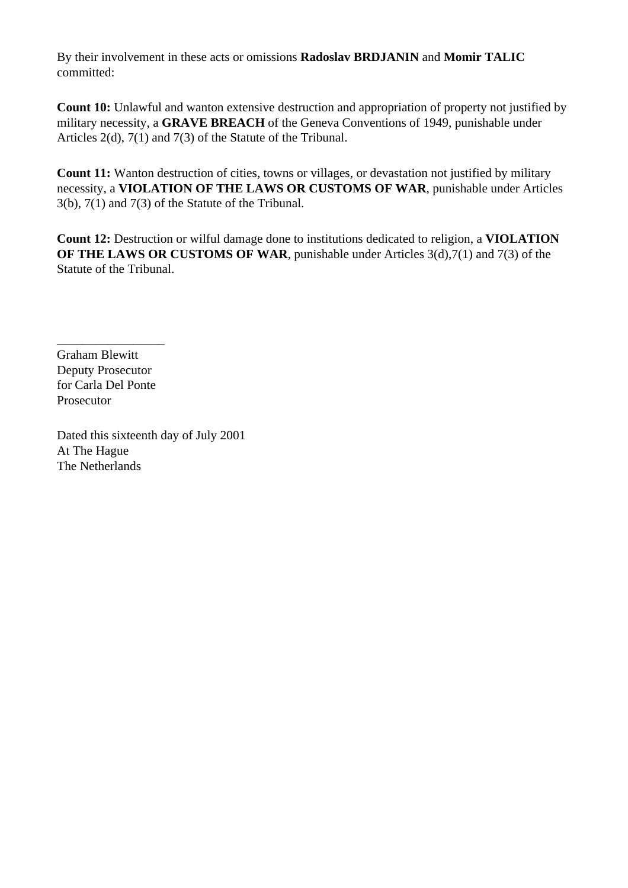By their involvement in these acts or omissions **Radoslav BRDJANIN** and **Momir TALIC** committed:

**Count 10:** Unlawful and wanton extensive destruction and appropriation of property not justified by military necessity, a **GRAVE BREACH** of the Geneva Conventions of 1949, punishable under Articles 2(d), 7(1) and 7(3) of the Statute of the Tribunal.

**Count 11:** Wanton destruction of cities, towns or villages, or devastation not justified by military necessity, a **VIOLATION OF THE LAWS OR CUSTOMS OF WAR**, punishable under Articles 3(b), 7(1) and 7(3) of the Statute of the Tribunal.

**Count 12:** Destruction or wilful damage done to institutions dedicated to religion, a **VIOLATION OF THE LAWS OR CUSTOMS OF WAR**, punishable under Articles 3(d),7(1) and 7(3) of the Statute of the Tribunal.

________________

Graham Blewitt
Deputy Prosecutor
for Carla Del Ponte
Prosecutor

Dated this sixteenth day of July 2001
At The Hague
The Netherlands